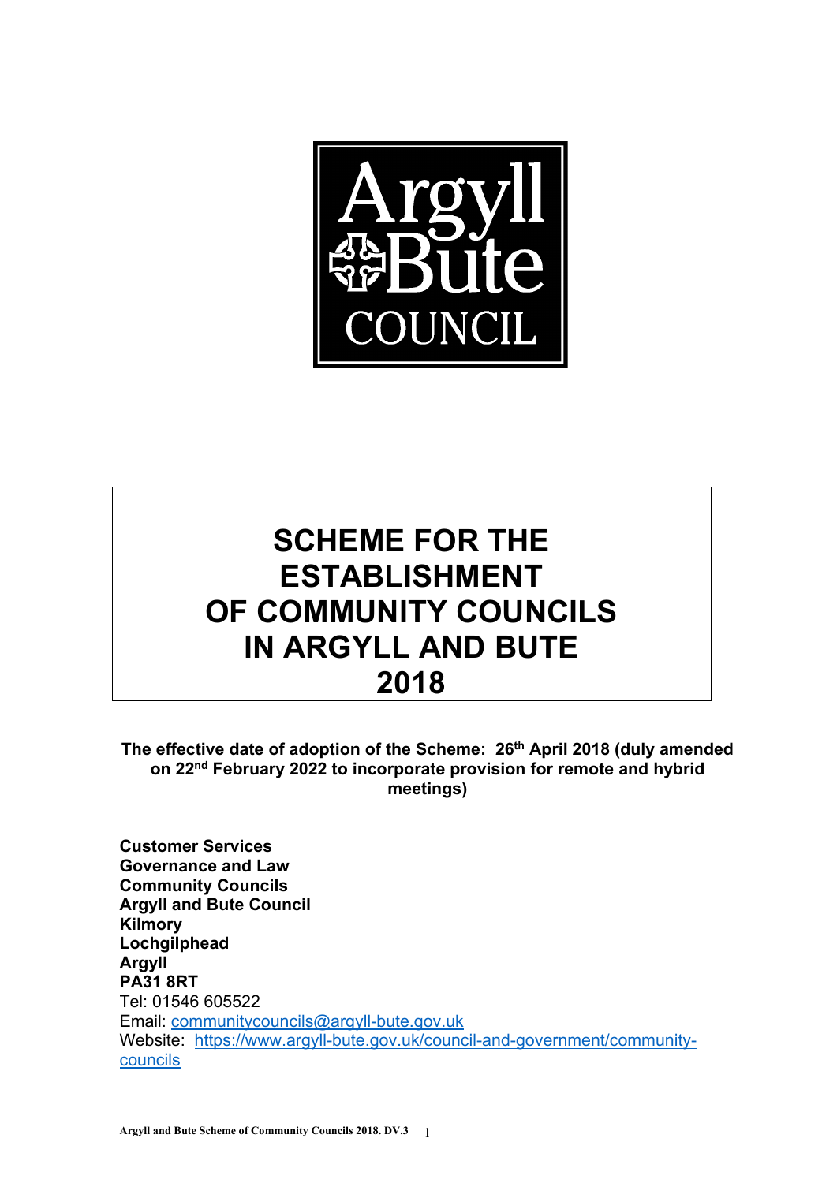# SCHEME FOR THE ESTABLISHMENT OF COMMUNITY COUNCILS IN ARGYLL AND BUTE 2018

**The effective date of adoption of the Scheme: 26th April 2018 (duly amended on 22nd February 2022 to incorporate provision for remote and hybrid meetings)**

**Customer Services**
**Governance and Law**
**Community Councils**
**Argyll and Bute Council**
**Kilmory**
**Lochgilphead**
**Argyll**
**PA31 8RT**
Tel: 01546 605522
Email: communitycouncils@argyll-bute.gov.uk
Website: https://www.argyll-bute.gov.uk/council-and-government/community-councils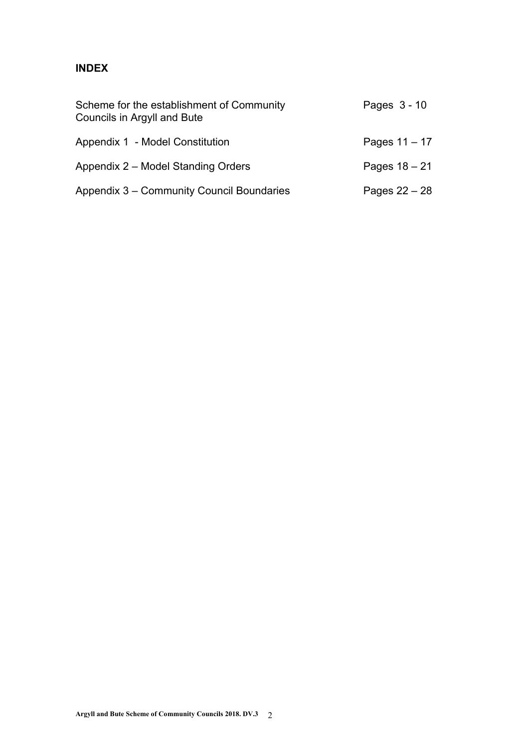**INDEX**

| | |
|---|---|
| Scheme for the establishment of Community Councils in Argyll and Bute | Pages 3 - 10 |
| Appendix 1 - Model Constitution | Pages 11 – 17 |
| Appendix 2 – Model Standing Orders | Pages 18 – 21 |
| Appendix 3 – Community Council Boundaries | Pages 22 – 28 |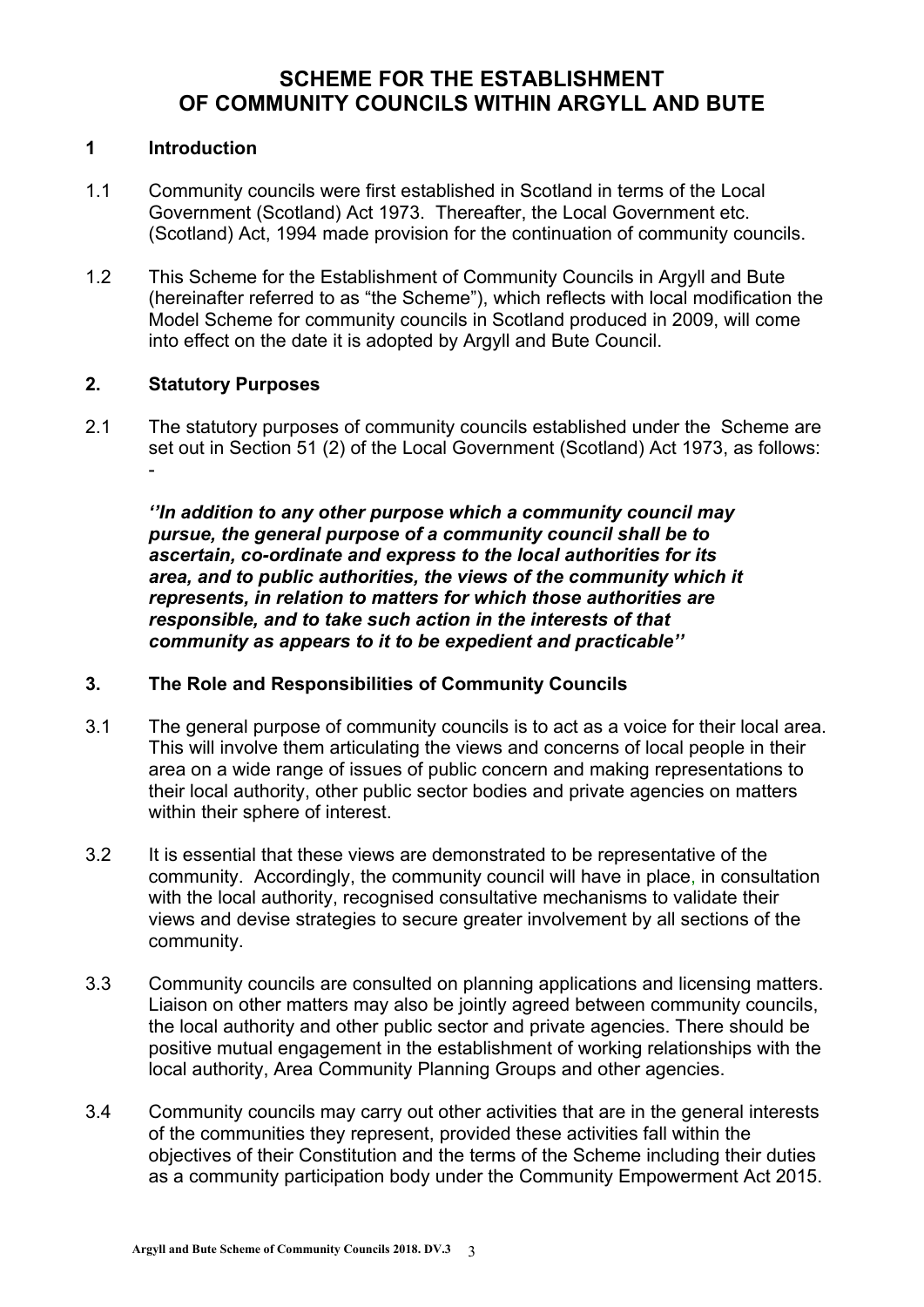# SCHEME FOR THE ESTABLISHMENT OF COMMUNITY COUNCILS WITHIN ARGYLL AND BUTE

## 1 Introduction

1.1 Community councils were first established in Scotland in terms of the Local Government (Scotland) Act 1973. Thereafter, the Local Government etc. (Scotland) Act, 1994 made provision for the continuation of community councils.

1.2 This Scheme for the Establishment of Community Councils in Argyll and Bute (hereinafter referred to as "the Scheme"), which reflects with local modification the Model Scheme for community councils in Scotland produced in 2009, will come into effect on the date it is adopted by Argyll and Bute Council.

## 2. Statutory Purposes

2.1 The statutory purposes of community councils established under the Scheme are set out in Section 51 (2) of the Local Government (Scotland) Act 1973, as follows: -

> ***''In addition to any other purpose which a community council may pursue, the general purpose of a community council shall be to ascertain, co-ordinate and express to the local authorities for its area, and to public authorities, the views of the community which it represents, in relation to matters for which those authorities are responsible, and to take such action in the interests of that community as appears to it to be expedient and practicable''***

## 3. The Role and Responsibilities of Community Councils

3.1 The general purpose of community councils is to act as a voice for their local area. This will involve them articulating the views and concerns of local people in their area on a wide range of issues of public concern and making representations to their local authority, other public sector bodies and private agencies on matters within their sphere of interest.

3.2 It is essential that these views are demonstrated to be representative of the community. Accordingly, the community council will have in place, in consultation with the local authority, recognised consultative mechanisms to validate their views and devise strategies to secure greater involvement by all sections of the community.

3.3 Community councils are consulted on planning applications and licensing matters. Liaison on other matters may also be jointly agreed between community councils, the local authority and other public sector and private agencies. There should be positive mutual engagement in the establishment of working relationships with the local authority, Area Community Planning Groups and other agencies.

3.4 Community councils may carry out other activities that are in the general interests of the communities they represent, provided these activities fall within the objectives of their Constitution and the terms of the Scheme including their duties as a community participation body under the Community Empowerment Act 2015.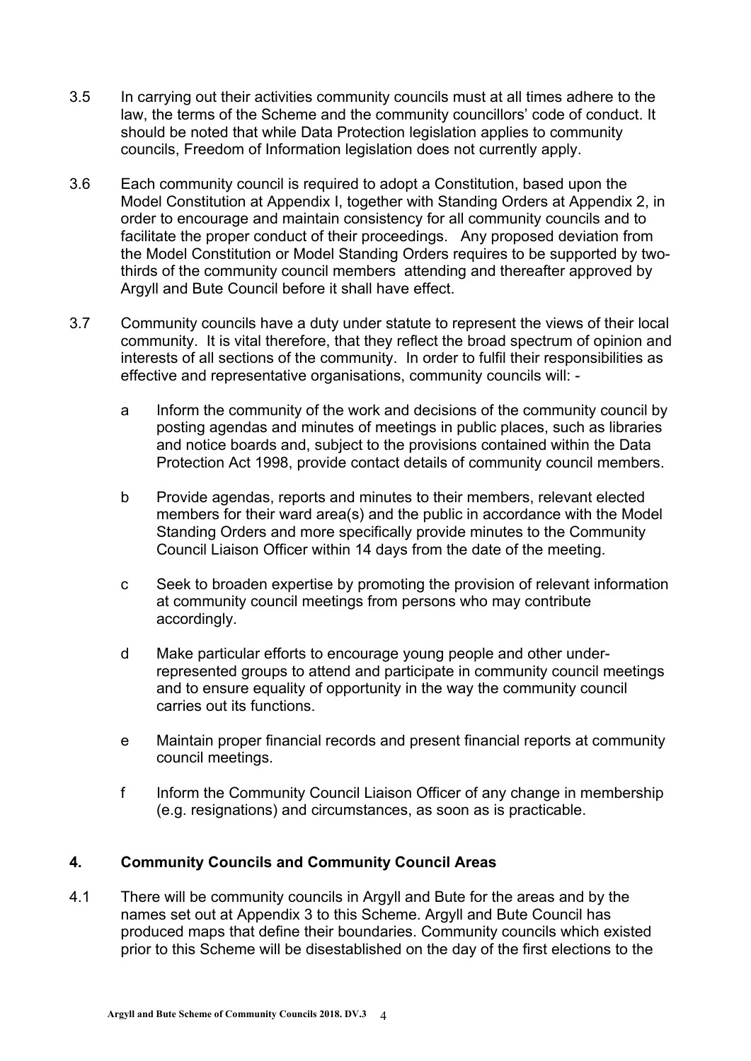3.5 In carrying out their activities community councils must at all times adhere to the law, the terms of the Scheme and the community councillors' code of conduct. It should be noted that while Data Protection legislation applies to community councils, Freedom of Information legislation does not currently apply.

3.6 Each community council is required to adopt a Constitution, based upon the Model Constitution at Appendix I, together with Standing Orders at Appendix 2, in order to encourage and maintain consistency for all community councils and to facilitate the proper conduct of their proceedings. Any proposed deviation from the Model Constitution or Model Standing Orders requires to be supported by two-thirds of the community council members attending and thereafter approved by Argyll and Bute Council before it shall have effect.

3.7 Community councils have a duty under statute to represent the views of their local community. It is vital therefore, that they reflect the broad spectrum of opinion and interests of all sections of the community. In order to fulfil their responsibilities as effective and representative organisations, community councils will: -

a Inform the community of the work and decisions of the community council by posting agendas and minutes of meetings in public places, such as libraries and notice boards and, subject to the provisions contained within the Data Protection Act 1998, provide contact details of community council members.

b Provide agendas, reports and minutes to their members, relevant elected members for their ward area(s) and the public in accordance with the Model Standing Orders and more specifically provide minutes to the Community Council Liaison Officer within 14 days from the date of the meeting.

c Seek to broaden expertise by promoting the provision of relevant information at community council meetings from persons who may contribute accordingly.

d Make particular efforts to encourage young people and other under-represented groups to attend and participate in community council meetings and to ensure equality of opportunity in the way the community council carries out its functions.

e Maintain proper financial records and present financial reports at community council meetings.

f Inform the Community Council Liaison Officer of any change in membership (e.g. resignations) and circumstances, as soon as is practicable.

## 4. Community Councils and Community Council Areas

4.1 There will be community councils in Argyll and Bute for the areas and by the names set out at Appendix 3 to this Scheme. Argyll and Bute Council has produced maps that define their boundaries. Community councils which existed prior to this Scheme will be disestablished on the day of the first elections to the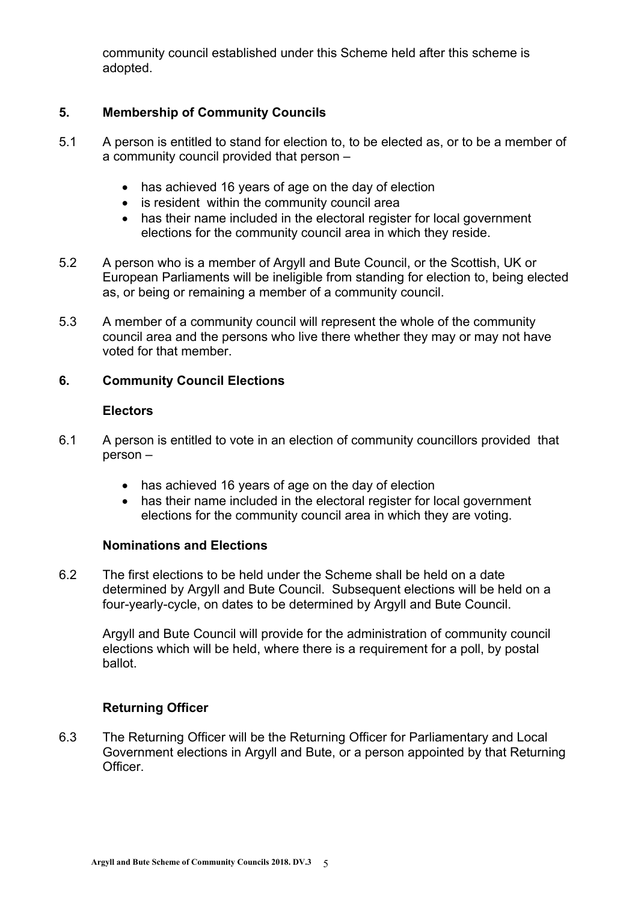community council established under this Scheme held after this scheme is adopted.

## 5. Membership of Community Councils

5.1 A person is entitled to stand for election to, to be elected as, or to be a member of a community council provided that person –

- has achieved 16 years of age on the day of election
- is resident within the community council area
- has their name included in the electoral register for local government elections for the community council area in which they reside.

5.2 A person who is a member of Argyll and Bute Council, or the Scottish, UK or European Parliaments will be ineligible from standing for election to, being elected as, or being or remaining a member of a community council.

5.3 A member of a community council will represent the whole of the community council area and the persons who live there whether they may or may not have voted for that member.

## 6. Community Council Elections

### Electors

6.1 A person is entitled to vote in an election of community councillors provided that person –

- has achieved 16 years of age on the day of election
- has their name included in the electoral register for local government elections for the community council area in which they are voting.

### Nominations and Elections

6.2 The first elections to be held under the Scheme shall be held on a date determined by Argyll and Bute Council. Subsequent elections will be held on a four-yearly-cycle, on dates to be determined by Argyll and Bute Council.

Argyll and Bute Council will provide for the administration of community council elections which will be held, where there is a requirement for a poll, by postal ballot.

### Returning Officer

6.3 The Returning Officer will be the Returning Officer for Parliamentary and Local Government elections in Argyll and Bute, or a person appointed by that Returning Officer.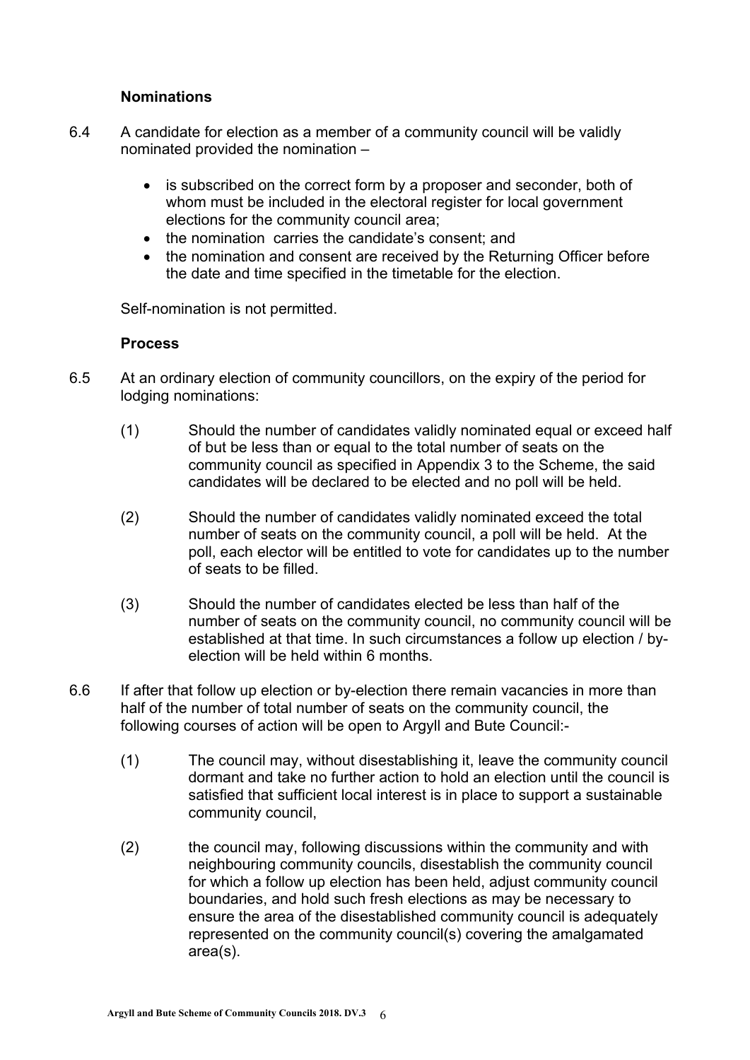### Nominations

6.4 A candidate for election as a member of a community council will be validly nominated provided the nomination –

- is subscribed on the correct form by a proposer and seconder, both of whom must be included in the electoral register for local government elections for the community council area;
- the nomination carries the candidate's consent; and
- the nomination and consent are received by the Returning Officer before the date and time specified in the timetable for the election.

Self-nomination is not permitted.

### Process

6.5 At an ordinary election of community councillors, on the expiry of the period for lodging nominations:

(1) Should the number of candidates validly nominated equal or exceed half of but be less than or equal to the total number of seats on the community council as specified in Appendix 3 to the Scheme, the said candidates will be declared to be elected and no poll will be held.

(2) Should the number of candidates validly nominated exceed the total number of seats on the community council, a poll will be held. At the poll, each elector will be entitled to vote for candidates up to the number of seats to be filled.

(3) Should the number of candidates elected be less than half of the number of seats on the community council, no community council will be established at that time. In such circumstances a follow up election / by-election will be held within 6 months.

6.6 If after that follow up election or by-election there remain vacancies in more than half of the number of total number of seats on the community council, the following courses of action will be open to Argyll and Bute Council:-

(1) The council may, without disestablishing it, leave the community council dormant and take no further action to hold an election until the council is satisfied that sufficient local interest is in place to support a sustainable community council,

(2) the council may, following discussions within the community and with neighbouring community councils, disestablish the community council for which a follow up election has been held, adjust community council boundaries, and hold such fresh elections as may be necessary to ensure the area of the disestablished community council is adequately represented on the community council(s) covering the amalgamated area(s).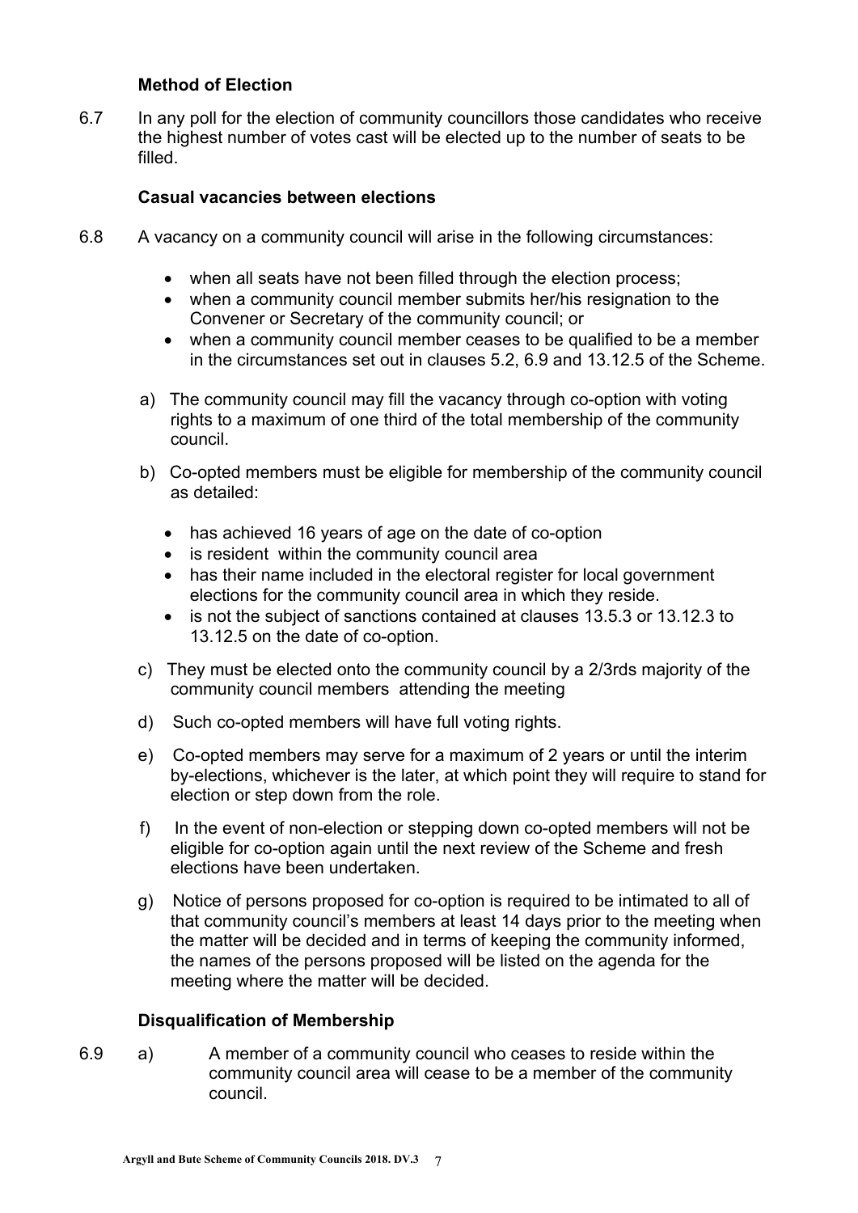### Method of Election

6.7 In any poll for the election of community councillors those candidates who receive the highest number of votes cast will be elected up to the number of seats to be filled.

### Casual vacancies between elections

6.8 A vacancy on a community council will arise in the following circumstances:

- when all seats have not been filled through the election process;
- when a community council member submits her/his resignation to the Convener or Secretary of the community council; or
- when a community council member ceases to be qualified to be a member in the circumstances set out in clauses 5.2, 6.9 and 13.12.5 of the Scheme.

a) The community council may fill the vacancy through co-option with voting rights to a maximum of one third of the total membership of the community council.

b) Co-opted members must be eligible for membership of the community council as detailed:

- has achieved 16 years of age on the date of co-option
- is resident within the community council area
- has their name included in the electoral register for local government elections for the community council area in which they reside.
- is not the subject of sanctions contained at clauses 13.5.3 or 13.12.3 to 13.12.5 on the date of co-option.

c) They must be elected onto the community council by a 2/3rds majority of the community council members attending the meeting

d) Such co-opted members will have full voting rights.

e) Co-opted members may serve for a maximum of 2 years or until the interim by-elections, whichever is the later, at which point they will require to stand for election or step down from the role.

f) In the event of non-election or stepping down co-opted members will not be eligible for co-option again until the next review of the Scheme and fresh elections have been undertaken.

g) Notice of persons proposed for co-option is required to be intimated to all of that community council's members at least 14 days prior to the meeting when the matter will be decided and in terms of keeping the community informed, the names of the persons proposed will be listed on the agenda for the meeting where the matter will be decided.

### Disqualification of Membership

6.9 a) A member of a community council who ceases to reside within the community council area will cease to be a member of the community council.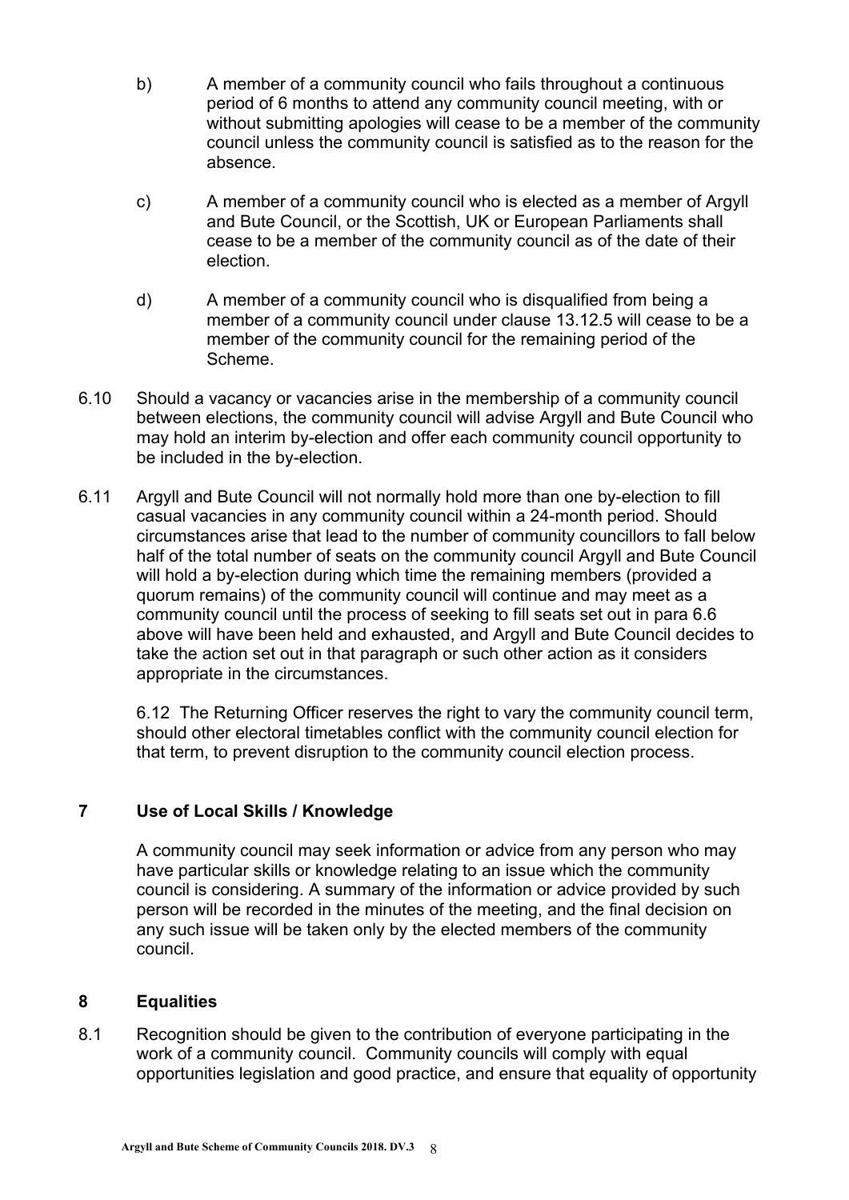b) A member of a community council who fails throughout a continuous period of 6 months to attend any community council meeting, with or without submitting apologies will cease to be a member of the community council unless the community council is satisfied as to the reason for the absence.

c) A member of a community council who is elected as a member of Argyll and Bute Council, or the Scottish, UK or European Parliaments shall cease to be a member of the community council as of the date of their election.

d) A member of a community council who is disqualified from being a member of a community council under clause 13.12.5 will cease to be a member of the community council for the remaining period of the Scheme.

6.10 Should a vacancy or vacancies arise in the membership of a community council between elections, the community council will advise Argyll and Bute Council who may hold an interim by-election and offer each community council opportunity to be included in the by-election.

6.11 Argyll and Bute Council will not normally hold more than one by-election to fill casual vacancies in any community council within a 24-month period. Should circumstances arise that lead to the number of community councillors to fall below half of the total number of seats on the community council Argyll and Bute Council will hold a by-election during which time the remaining members (provided a quorum remains) of the community council will continue and may meet as a community council until the process of seeking to fill seats set out in para 6.6 above will have been held and exhausted, and Argyll and Bute Council decides to take the action set out in that paragraph or such other action as it considers appropriate in the circumstances.

6.12 The Returning Officer reserves the right to vary the community council term, should other electoral timetables conflict with the community council election for that term, to prevent disruption to the community council election process.

## 7 Use of Local Skills / Knowledge

A community council may seek information or advice from any person who may have particular skills or knowledge relating to an issue which the community council is considering. A summary of the information or advice provided by such person will be recorded in the minutes of the meeting, and the final decision on any such issue will be taken only by the elected members of the community council.

## 8 Equalities

8.1 Recognition should be given to the contribution of everyone participating in the work of a community council. Community councils will comply with equal opportunities legislation and good practice, and ensure that equality of opportunity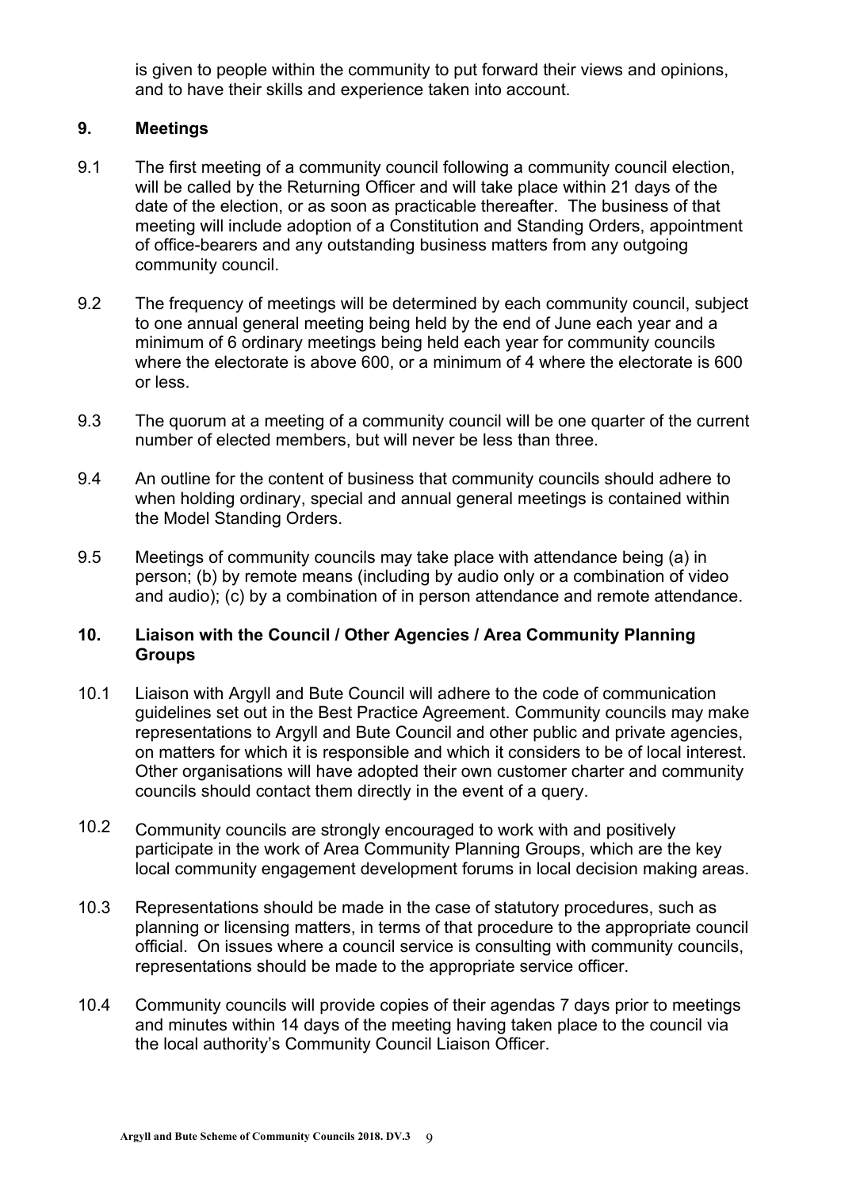is given to people within the community to put forward their views and opinions, and to have their skills and experience taken into account.

## 9. Meetings

9.1 The first meeting of a community council following a community council election, will be called by the Returning Officer and will take place within 21 days of the date of the election, or as soon as practicable thereafter. The business of that meeting will include adoption of a Constitution and Standing Orders, appointment of office-bearers and any outstanding business matters from any outgoing community council.

9.2 The frequency of meetings will be determined by each community council, subject to one annual general meeting being held by the end of June each year and a minimum of 6 ordinary meetings being held each year for community councils where the electorate is above 600, or a minimum of 4 where the electorate is 600 or less.

9.3 The quorum at a meeting of a community council will be one quarter of the current number of elected members, but will never be less than three.

9.4 An outline for the content of business that community councils should adhere to when holding ordinary, special and annual general meetings is contained within the Model Standing Orders.

9.5 Meetings of community councils may take place with attendance being (a) in person; (b) by remote means (including by audio only or a combination of video and audio); (c) by a combination of in person attendance and remote attendance.

## 10. Liaison with the Council / Other Agencies / Area Community Planning Groups

10.1 Liaison with Argyll and Bute Council will adhere to the code of communication guidelines set out in the Best Practice Agreement. Community councils may make representations to Argyll and Bute Council and other public and private agencies, on matters for which it is responsible and which it considers to be of local interest. Other organisations will have adopted their own customer charter and community councils should contact them directly in the event of a query.

10.2 Community councils are strongly encouraged to work with and positively participate in the work of Area Community Planning Groups, which are the key local community engagement development forums in local decision making areas.

10.3 Representations should be made in the case of statutory procedures, such as planning or licensing matters, in terms of that procedure to the appropriate council official. On issues where a council service is consulting with community councils, representations should be made to the appropriate service officer.

10.4 Community councils will provide copies of their agendas 7 days prior to meetings and minutes within 14 days of the meeting having taken place to the council via the local authority's Community Council Liaison Officer.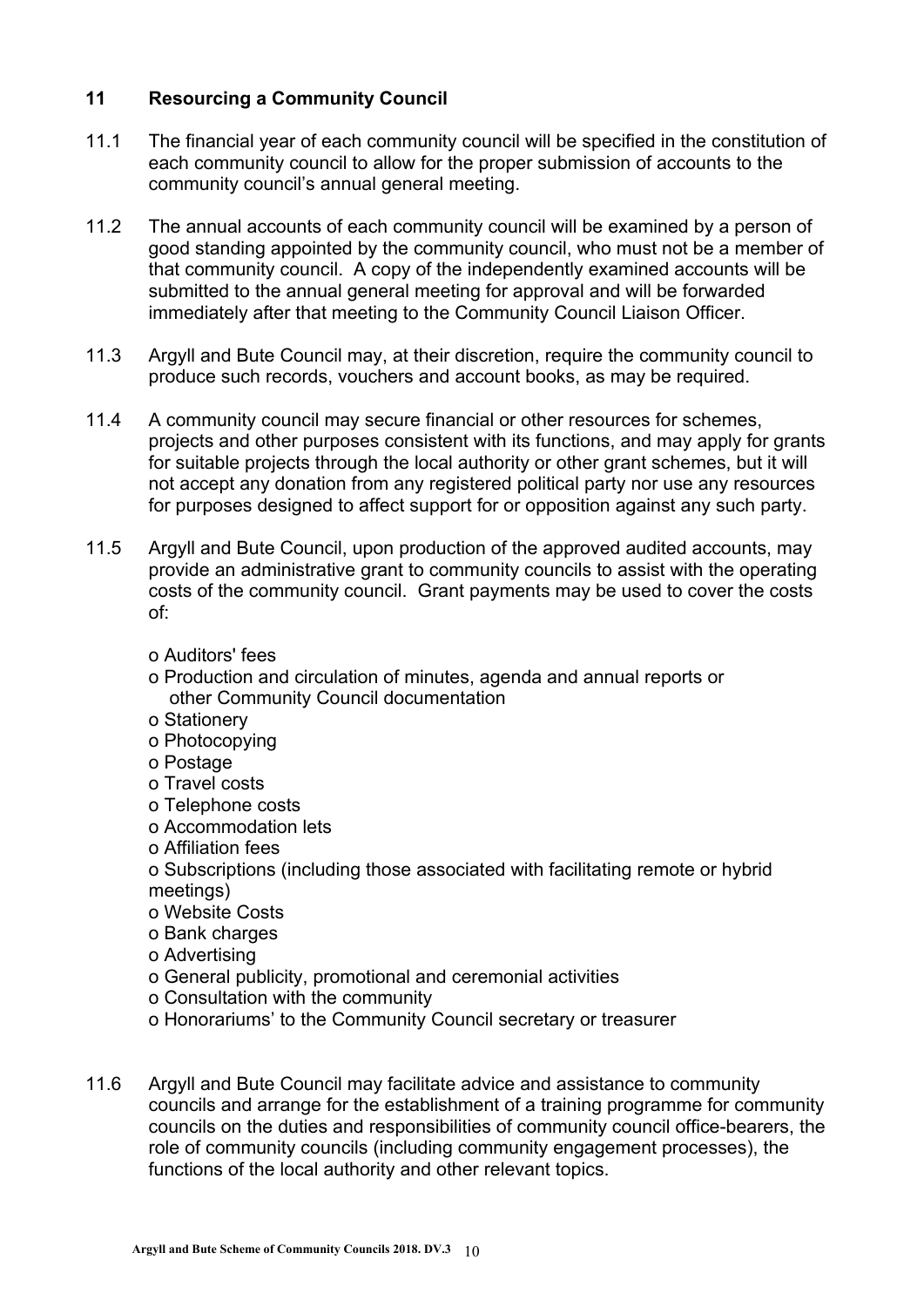## 11 Resourcing a Community Council

11.1 The financial year of each community council will be specified in the constitution of each community council to allow for the proper submission of accounts to the community council's annual general meeting.

11.2 The annual accounts of each community council will be examined by a person of good standing appointed by the community council, who must not be a member of that community council. A copy of the independently examined accounts will be submitted to the annual general meeting for approval and will be forwarded immediately after that meeting to the Community Council Liaison Officer.

11.3 Argyll and Bute Council may, at their discretion, require the community council to produce such records, vouchers and account books, as may be required.

11.4 A community council may secure financial or other resources for schemes, projects and other purposes consistent with its functions, and may apply for grants for suitable projects through the local authority or other grant schemes, but it will not accept any donation from any registered political party nor use any resources for purposes designed to affect support for or opposition against any such party.

11.5 Argyll and Bute Council, upon production of the approved audited accounts, may provide an administrative grant to community councils to assist with the operating costs of the community council. Grant payments may be used to cover the costs of:

- Auditors' fees
- Production and circulation of minutes, agenda and annual reports or other Community Council documentation
- Stationery
- Photocopying
- Postage
- Travel costs
- Telephone costs
- Accommodation lets
- Affiliation fees
- Subscriptions (including those associated with facilitating remote or hybrid meetings)
- Website Costs
- Bank charges
- Advertising
- General publicity, promotional and ceremonial activities
- Consultation with the community
- Honorariums' to the Community Council secretary or treasurer

11.6 Argyll and Bute Council may facilitate advice and assistance to community councils and arrange for the establishment of a training programme for community councils on the duties and responsibilities of community council office-bearers, the role of community councils (including community engagement processes), the functions of the local authority and other relevant topics.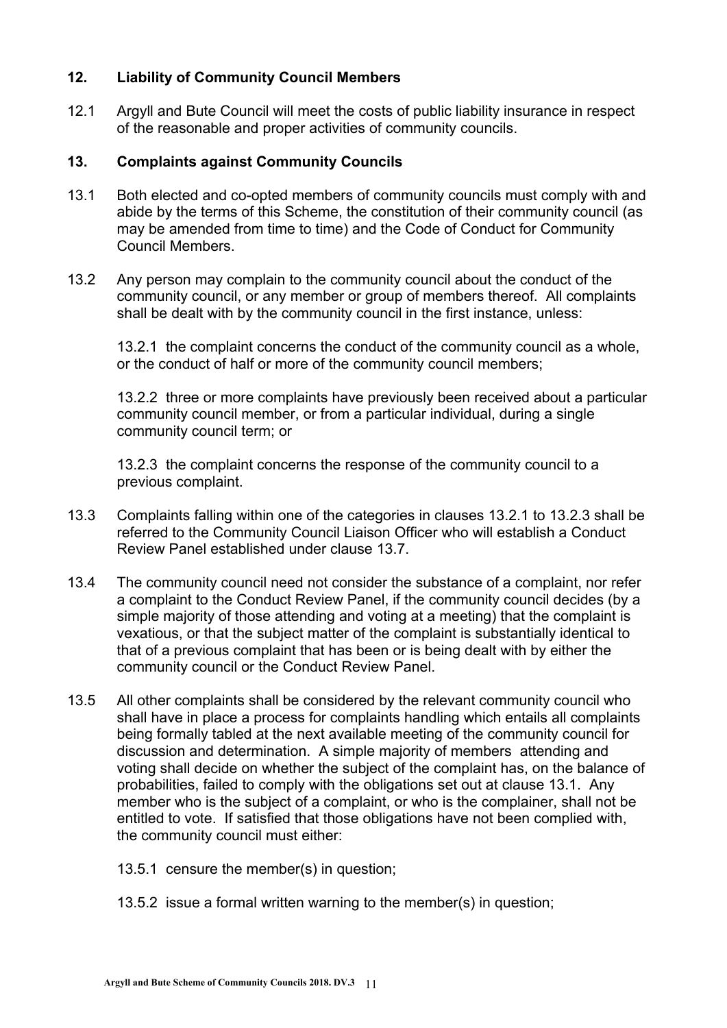## 12. Liability of Community Council Members

12.1 Argyll and Bute Council will meet the costs of public liability insurance in respect of the reasonable and proper activities of community councils.

## 13. Complaints against Community Councils

13.1 Both elected and co-opted members of community councils must comply with and abide by the terms of this Scheme, the constitution of their community council (as may be amended from time to time) and the Code of Conduct for Community Council Members.

13.2 Any person may complain to the community council about the conduct of the community council, or any member or group of members thereof. All complaints shall be dealt with by the community council in the first instance, unless:

13.2.1 the complaint concerns the conduct of the community council as a whole, or the conduct of half or more of the community council members;

13.2.2 three or more complaints have previously been received about a particular community council member, or from a particular individual, during a single community council term; or

13.2.3 the complaint concerns the response of the community council to a previous complaint.

13.3 Complaints falling within one of the categories in clauses 13.2.1 to 13.2.3 shall be referred to the Community Council Liaison Officer who will establish a Conduct Review Panel established under clause 13.7.

13.4 The community council need not consider the substance of a complaint, nor refer a complaint to the Conduct Review Panel, if the community council decides (by a simple majority of those attending and voting at a meeting) that the complaint is vexatious, or that the subject matter of the complaint is substantially identical to that of a previous complaint that has been or is being dealt with by either the community council or the Conduct Review Panel.

13.5 All other complaints shall be considered by the relevant community council who shall have in place a process for complaints handling which entails all complaints being formally tabled at the next available meeting of the community council for discussion and determination. A simple majority of members attending and voting shall decide on whether the subject of the complaint has, on the balance of probabilities, failed to comply with the obligations set out at clause 13.1. Any member who is the subject of a complaint, or who is the complainer, shall not be entitled to vote. If satisfied that those obligations have not been complied with, the community council must either:

13.5.1 censure the member(s) in question;

13.5.2 issue a formal written warning to the member(s) in question;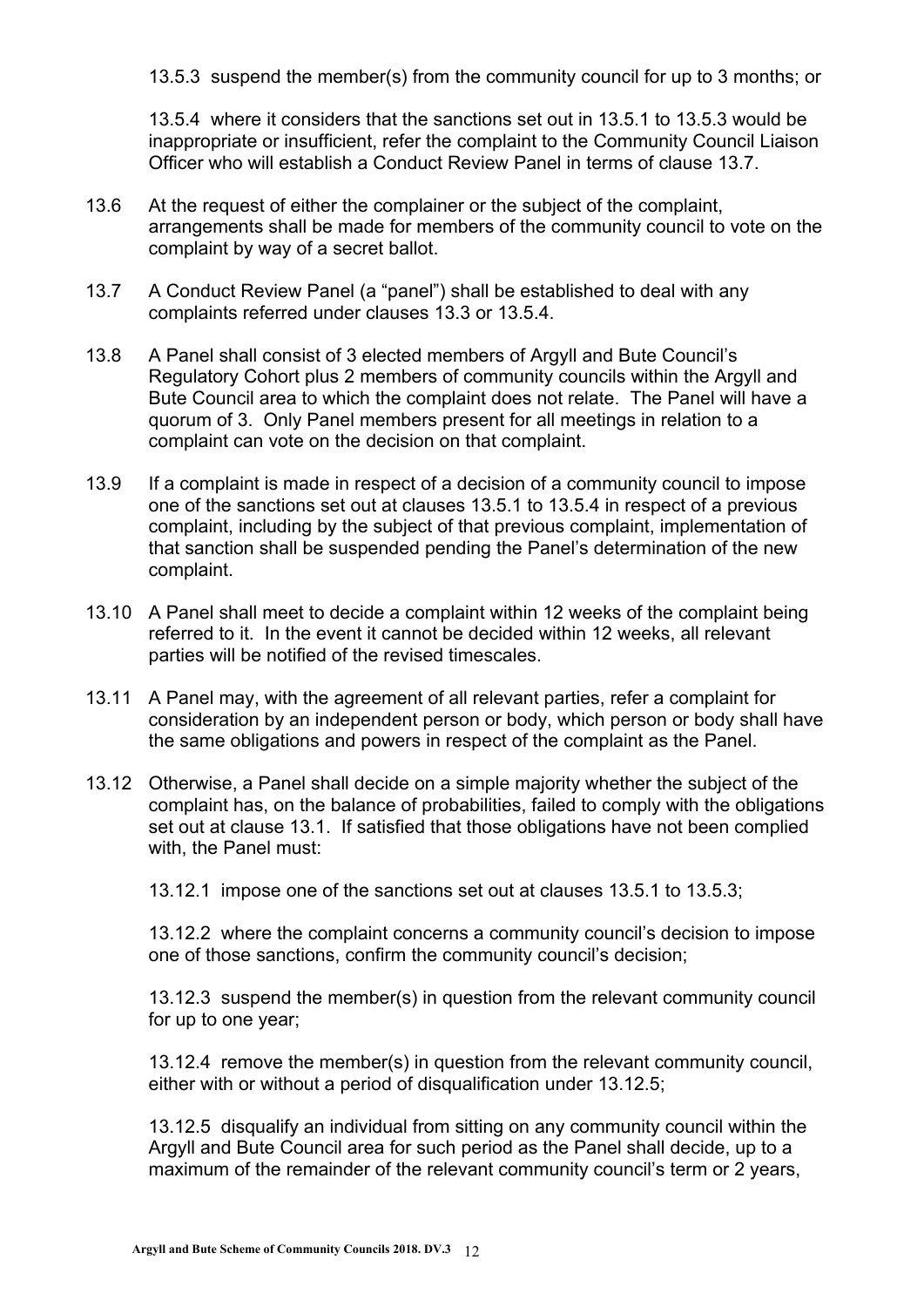13.5.3 suspend the member(s) from the community council for up to 3 months; or

13.5.4 where it considers that the sanctions set out in 13.5.1 to 13.5.3 would be inappropriate or insufficient, refer the complaint to the Community Council Liaison Officer who will establish a Conduct Review Panel in terms of clause 13.7.

13.6 At the request of either the complainer or the subject of the complaint, arrangements shall be made for members of the community council to vote on the complaint by way of a secret ballot.

13.7 A Conduct Review Panel (a "panel") shall be established to deal with any complaints referred under clauses 13.3 or 13.5.4.

13.8 A Panel shall consist of 3 elected members of Argyll and Bute Council's Regulatory Cohort plus 2 members of community councils within the Argyll and Bute Council area to which the complaint does not relate. The Panel will have a quorum of 3. Only Panel members present for all meetings in relation to a complaint can vote on the decision on that complaint.

13.9 If a complaint is made in respect of a decision of a community council to impose one of the sanctions set out at clauses 13.5.1 to 13.5.4 in respect of a previous complaint, including by the subject of that previous complaint, implementation of that sanction shall be suspended pending the Panel's determination of the new complaint.

13.10 A Panel shall meet to decide a complaint within 12 weeks of the complaint being referred to it. In the event it cannot be decided within 12 weeks, all relevant parties will be notified of the revised timescales.

13.11 A Panel may, with the agreement of all relevant parties, refer a complaint for consideration by an independent person or body, which person or body shall have the same obligations and powers in respect of the complaint as the Panel.

13.12 Otherwise, a Panel shall decide on a simple majority whether the subject of the complaint has, on the balance of probabilities, failed to comply with the obligations set out at clause 13.1. If satisfied that those obligations have not been complied with, the Panel must:

13.12.1 impose one of the sanctions set out at clauses 13.5.1 to 13.5.3;

13.12.2 where the complaint concerns a community council's decision to impose one of those sanctions, confirm the community council's decision;

13.12.3 suspend the member(s) in question from the relevant community council for up to one year;

13.12.4 remove the member(s) in question from the relevant community council, either with or without a period of disqualification under 13.12.5;

13.12.5 disqualify an individual from sitting on any community council within the Argyll and Bute Council area for such period as the Panel shall decide, up to a maximum of the remainder of the relevant community council's term or 2 years,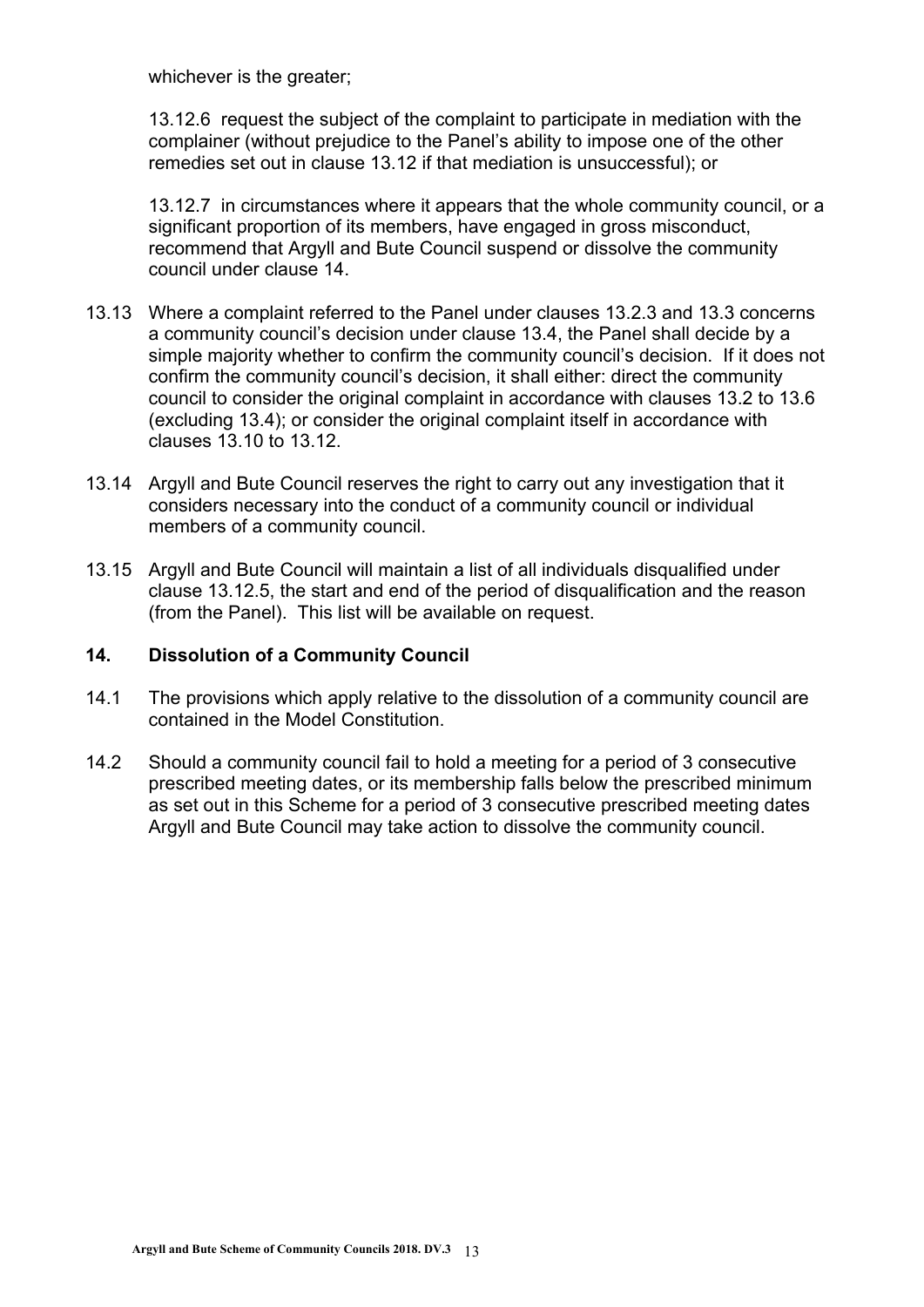whichever is the greater;

13.12.6 request the subject of the complaint to participate in mediation with the complainer (without prejudice to the Panel's ability to impose one of the other remedies set out in clause 13.12 if that mediation is unsuccessful); or

13.12.7 in circumstances where it appears that the whole community council, or a significant proportion of its members, have engaged in gross misconduct, recommend that Argyll and Bute Council suspend or dissolve the community council under clause 14.

13.13 Where a complaint referred to the Panel under clauses 13.2.3 and 13.3 concerns a community council's decision under clause 13.4, the Panel shall decide by a simple majority whether to confirm the community council's decision. If it does not confirm the community council's decision, it shall either: direct the community council to consider the original complaint in accordance with clauses 13.2 to 13.6 (excluding 13.4); or consider the original complaint itself in accordance with clauses 13.10 to 13.12.

13.14 Argyll and Bute Council reserves the right to carry out any investigation that it considers necessary into the conduct of a community council or individual members of a community council.

13.15 Argyll and Bute Council will maintain a list of all individuals disqualified under clause 13.12.5, the start and end of the period of disqualification and the reason (from the Panel). This list will be available on request.

## 14. Dissolution of a Community Council

14.1 The provisions which apply relative to the dissolution of a community council are contained in the Model Constitution.

14.2 Should a community council fail to hold a meeting for a period of 3 consecutive prescribed meeting dates, or its membership falls below the prescribed minimum as set out in this Scheme for a period of 3 consecutive prescribed meeting dates Argyll and Bute Council may take action to dissolve the community council.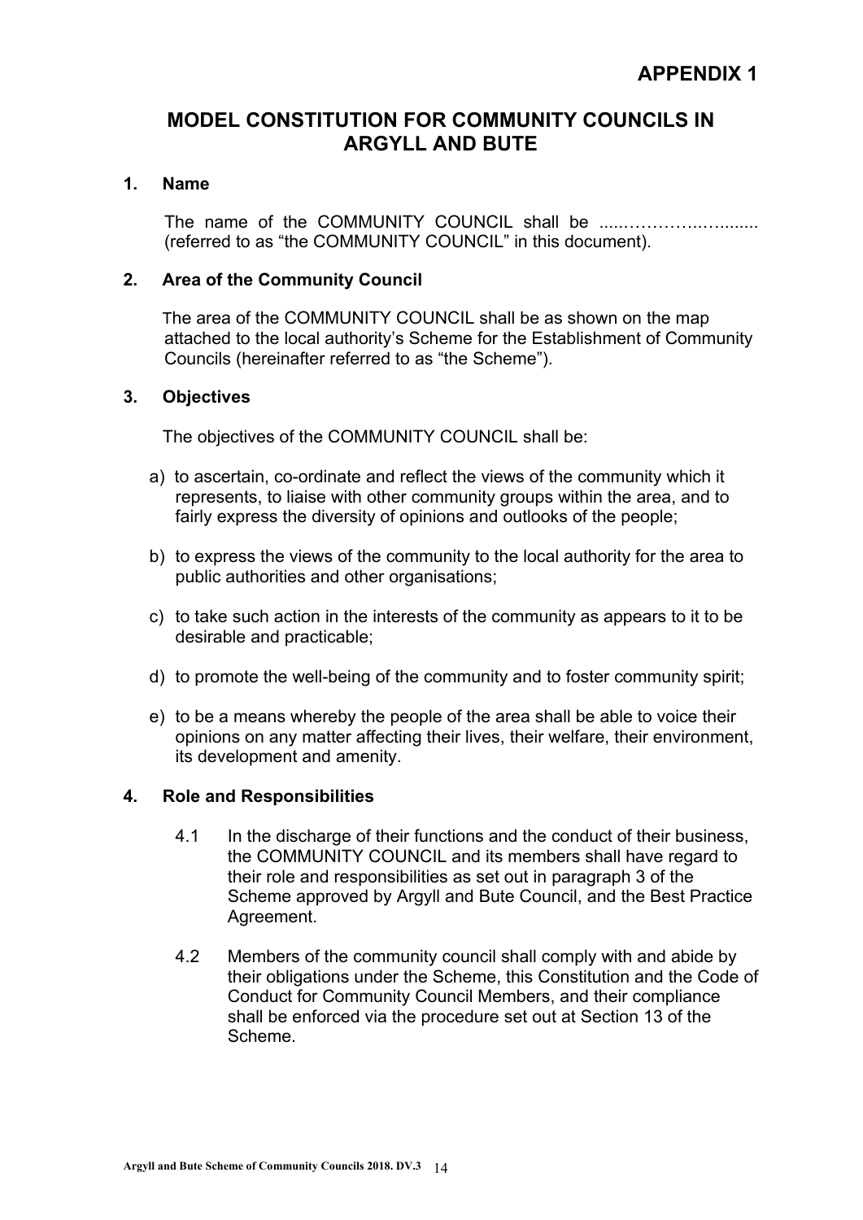**APPENDIX 1**

# MODEL CONSTITUTION FOR COMMUNITY COUNCILS IN ARGYLL AND BUTE

## 1. Name

The name of the COMMUNITY COUNCIL shall be .....…………..…....... (referred to as “the COMMUNITY COUNCIL” in this document).

## 2. Area of the Community Council

The area of the COMMUNITY COUNCIL shall be as shown on the map attached to the local authority’s Scheme for the Establishment of Community Councils (hereinafter referred to as “the Scheme”).

## 3. Objectives

The objectives of the COMMUNITY COUNCIL shall be:

a) to ascertain, co-ordinate and reflect the views of the community which it represents, to liaise with other community groups within the area, and to fairly express the diversity of opinions and outlooks of the people;

b) to express the views of the community to the local authority for the area to public authorities and other organisations;

c) to take such action in the interests of the community as appears to it to be desirable and practicable;

d) to promote the well-being of the community and to foster community spirit;

e) to be a means whereby the people of the area shall be able to voice their opinions on any matter affecting their lives, their welfare, their environment, its development and amenity.

## 4. Role and Responsibilities

4.1 In the discharge of their functions and the conduct of their business, the COMMUNITY COUNCIL and its members shall have regard to their role and responsibilities as set out in paragraph 3 of the Scheme approved by Argyll and Bute Council, and the Best Practice Agreement.

4.2 Members of the community council shall comply with and abide by their obligations under the Scheme, this Constitution and the Code of Conduct for Community Council Members, and their compliance shall be enforced via the procedure set out at Section 13 of the Scheme.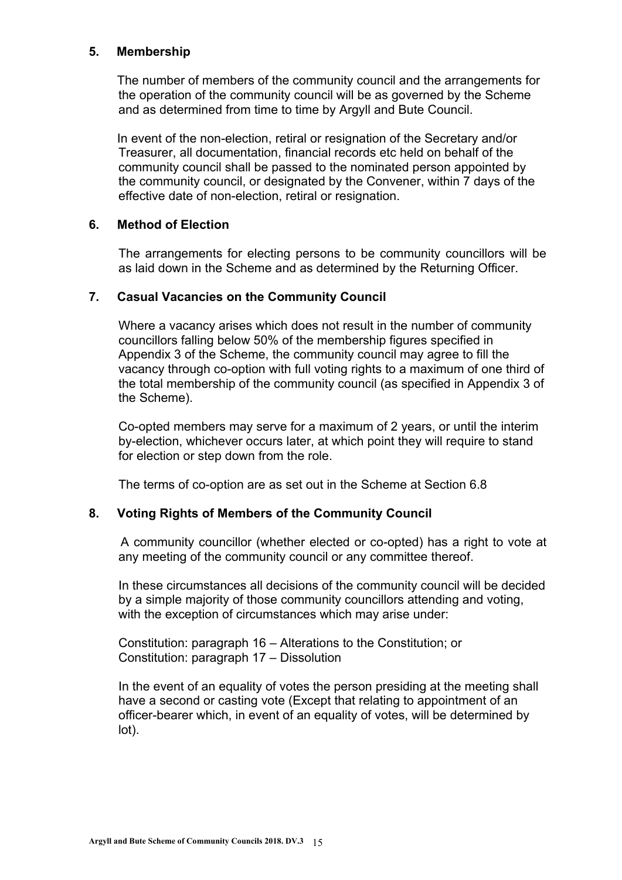## 5. Membership

The number of members of the community council and the arrangements for the operation of the community council will be as governed by the Scheme and as determined from time to time by Argyll and Bute Council.

In event of the non-election, retiral or resignation of the Secretary and/or Treasurer, all documentation, financial records etc held on behalf of the community council shall be passed to the nominated person appointed by the community council, or designated by the Convener, within 7 days of the effective date of non-election, retiral or resignation.

## 6. Method of Election

The arrangements for electing persons to be community councillors will be as laid down in the Scheme and as determined by the Returning Officer.

## 7. Casual Vacancies on the Community Council

Where a vacancy arises which does not result in the number of community councillors falling below 50% of the membership figures specified in Appendix 3 of the Scheme, the community council may agree to fill the vacancy through co-option with full voting rights to a maximum of one third of the total membership of the community council (as specified in Appendix 3 of the Scheme).

Co-opted members may serve for a maximum of 2 years, or until the interim by-election, whichever occurs later, at which point they will require to stand for election or step down from the role.

The terms of co-option are as set out in the Scheme at Section 6.8

## 8. Voting Rights of Members of the Community Council

A community councillor (whether elected or co-opted) has a right to vote at any meeting of the community council or any committee thereof.

In these circumstances all decisions of the community council will be decided by a simple majority of those community councillors attending and voting, with the exception of circumstances which may arise under:

Constitution: paragraph 16 – Alterations to the Constitution; or
Constitution: paragraph 17 – Dissolution

In the event of an equality of votes the person presiding at the meeting shall have a second or casting vote (Except that relating to appointment of an officer-bearer which, in event of an equality of votes, will be determined by lot).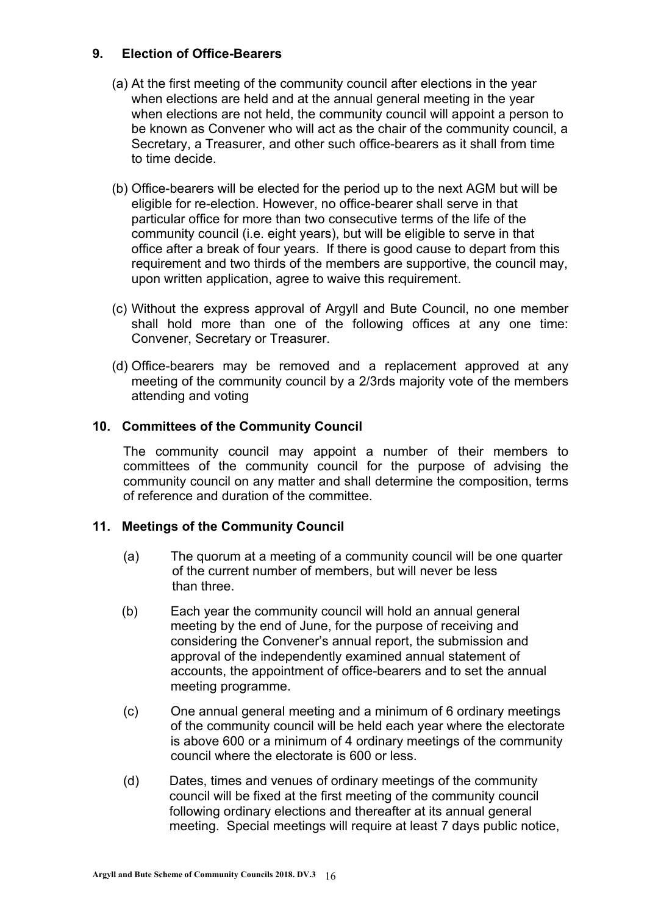## 9. Election of Office-Bearers

(a) At the first meeting of the community council after elections in the year when elections are held and at the annual general meeting in the year when elections are not held, the community council will appoint a person to be known as Convener who will act as the chair of the community council, a Secretary, a Treasurer, and other such office-bearers as it shall from time to time decide.

(b) Office-bearers will be elected for the period up to the next AGM but will be eligible for re-election. However, no office-bearer shall serve in that particular office for more than two consecutive terms of the life of the community council (i.e. eight years), but will be eligible to serve in that office after a break of four years. If there is good cause to depart from this requirement and two thirds of the members are supportive, the council may, upon written application, agree to waive this requirement.

(c) Without the express approval of Argyll and Bute Council, no one member shall hold more than one of the following offices at any one time: Convener, Secretary or Treasurer.

(d) Office-bearers may be removed and a replacement approved at any meeting of the community council by a 2/3rds majority vote of the members attending and voting

## 10. Committees of the Community Council

The community council may appoint a number of their members to committees of the community council for the purpose of advising the community council on any matter and shall determine the composition, terms of reference and duration of the committee.

## 11. Meetings of the Community Council

(a) The quorum at a meeting of a community council will be one quarter of the current number of members, but will never be less than three.

(b) Each year the community council will hold an annual general meeting by the end of June, for the purpose of receiving and considering the Convener's annual report, the submission and approval of the independently examined annual statement of accounts, the appointment of office-bearers and to set the annual meeting programme.

(c) One annual general meeting and a minimum of 6 ordinary meetings of the community council will be held each year where the electorate is above 600 or a minimum of 4 ordinary meetings of the community council where the electorate is 600 or less.

(d) Dates, times and venues of ordinary meetings of the community council will be fixed at the first meeting of the community council following ordinary elections and thereafter at its annual general meeting. Special meetings will require at least 7 days public notice,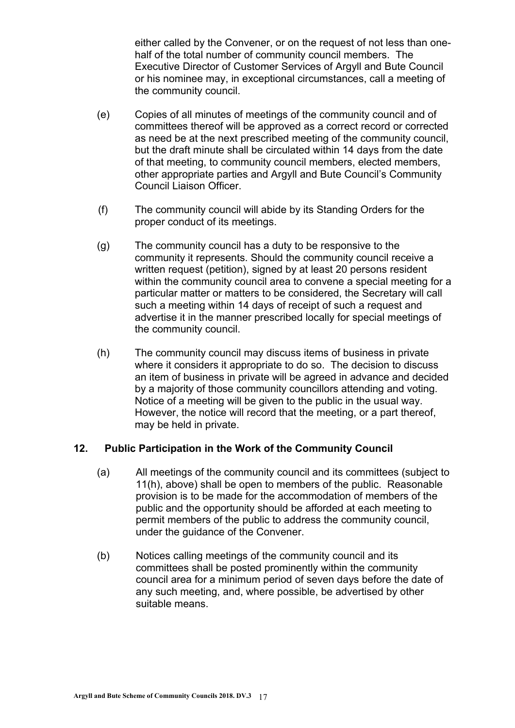either called by the Convener, or on the request of not less than one-half of the total number of community council members. The Executive Director of Customer Services of Argyll and Bute Council or his nominee may, in exceptional circumstances, call a meeting of the community council.

(e) Copies of all minutes of meetings of the community council and of committees thereof will be approved as a correct record or corrected as need be at the next prescribed meeting of the community council, but the draft minute shall be circulated within 14 days from the date of that meeting, to community council members, elected members, other appropriate parties and Argyll and Bute Council's Community Council Liaison Officer.

(f) The community council will abide by its Standing Orders for the proper conduct of its meetings.

(g) The community council has a duty to be responsive to the community it represents. Should the community council receive a written request (petition), signed by at least 20 persons resident within the community council area to convene a special meeting for a particular matter or matters to be considered, the Secretary will call such a meeting within 14 days of receipt of such a request and advertise it in the manner prescribed locally for special meetings of the community council.

(h) The community council may discuss items of business in private where it considers it appropriate to do so. The decision to discuss an item of business in private will be agreed in advance and decided by a majority of those community councillors attending and voting. Notice of a meeting will be given to the public in the usual way. However, the notice will record that the meeting, or a part thereof, may be held in private.

## 12. Public Participation in the Work of the Community Council

(a) All meetings of the community council and its committees (subject to 11(h), above) shall be open to members of the public. Reasonable provision is to be made for the accommodation of members of the public and the opportunity should be afforded at each meeting to permit members of the public to address the community council, under the guidance of the Convener.

(b) Notices calling meetings of the community council and its committees shall be posted prominently within the community council area for a minimum period of seven days before the date of any such meeting, and, where possible, be advertised by other suitable means.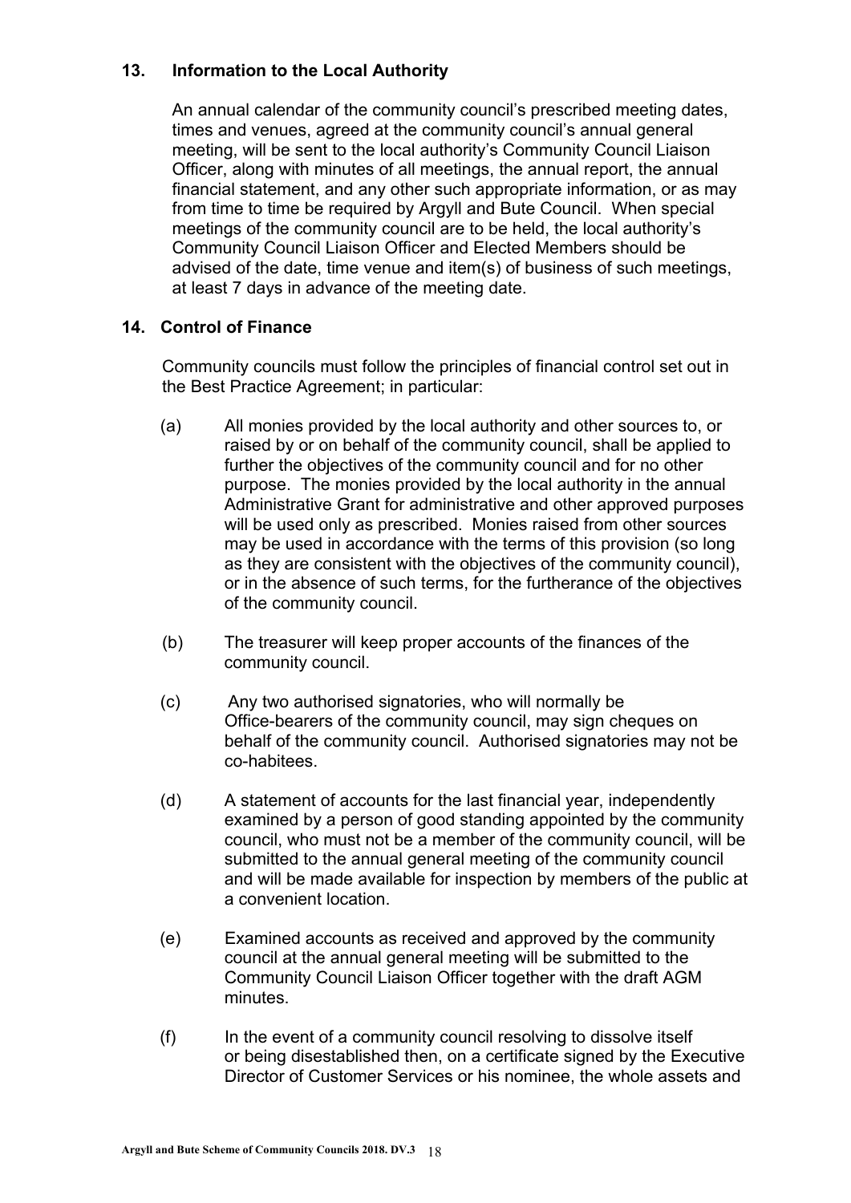## 13. Information to the Local Authority

An annual calendar of the community council's prescribed meeting dates, times and venues, agreed at the community council's annual general meeting, will be sent to the local authority's Community Council Liaison Officer, along with minutes of all meetings, the annual report, the annual financial statement, and any other such appropriate information, or as may from time to time be required by Argyll and Bute Council. When special meetings of the community council are to be held, the local authority's Community Council Liaison Officer and Elected Members should be advised of the date, time venue and item(s) of business of such meetings, at least 7 days in advance of the meeting date.

## 14. Control of Finance

Community councils must follow the principles of financial control set out in the Best Practice Agreement; in particular:

(a) All monies provided by the local authority and other sources to, or raised by or on behalf of the community council, shall be applied to further the objectives of the community council and for no other purpose. The monies provided by the local authority in the annual Administrative Grant for administrative and other approved purposes will be used only as prescribed. Monies raised from other sources may be used in accordance with the terms of this provision (so long as they are consistent with the objectives of the community council), or in the absence of such terms, for the furtherance of the objectives of the community council.

(b) The treasurer will keep proper accounts of the finances of the community council.

(c) Any two authorised signatories, who will normally be Office-bearers of the community council, may sign cheques on behalf of the community council. Authorised signatories may not be co-habitees.

(d) A statement of accounts for the last financial year, independently examined by a person of good standing appointed by the community council, who must not be a member of the community council, will be submitted to the annual general meeting of the community council and will be made available for inspection by members of the public at a convenient location.

(e) Examined accounts as received and approved by the community council at the annual general meeting will be submitted to the Community Council Liaison Officer together with the draft AGM minutes.

(f) In the event of a community council resolving to dissolve itself or being disestablished then, on a certificate signed by the Executive Director of Customer Services or his nominee, the whole assets and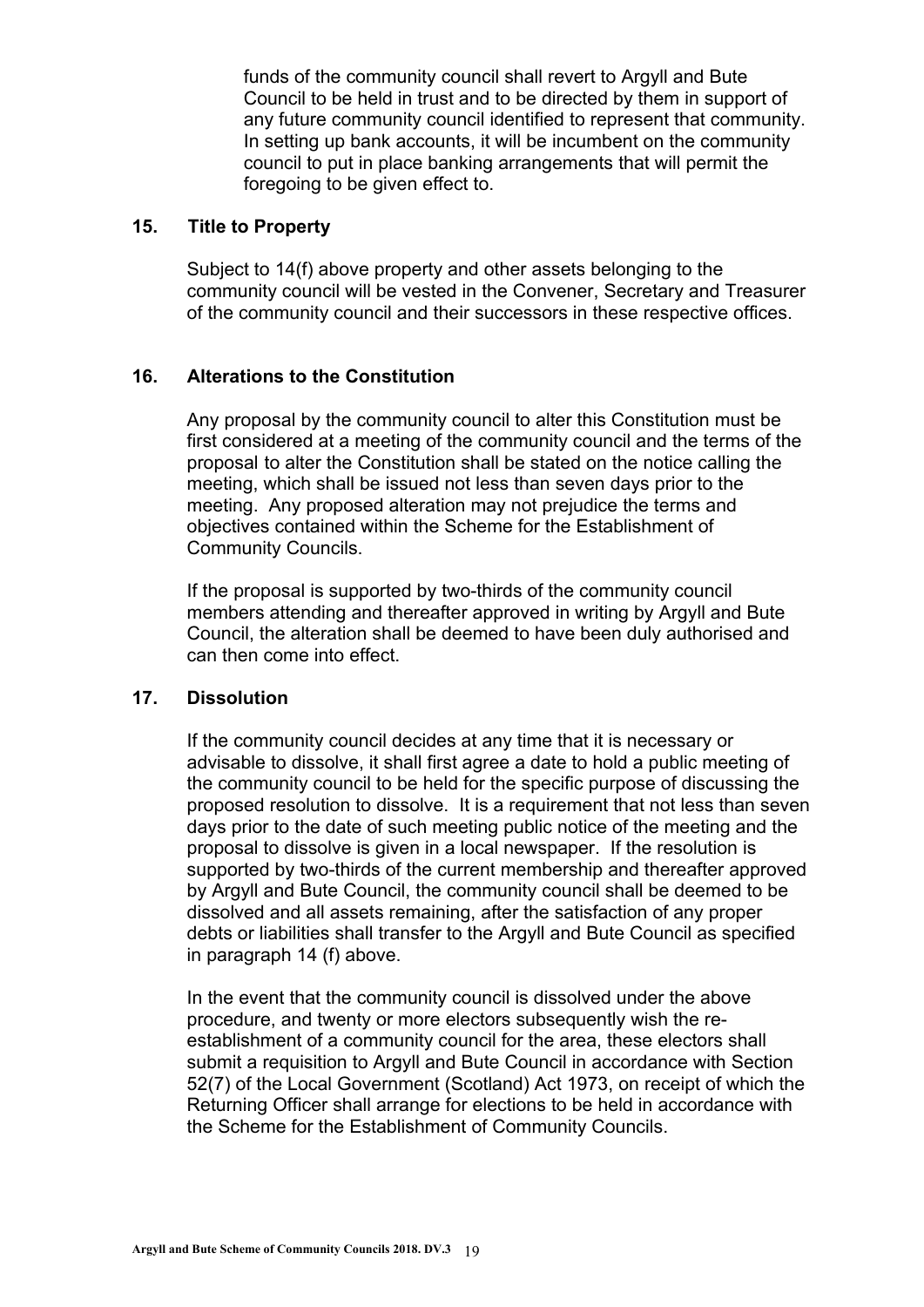funds of the community council shall revert to Argyll and Bute Council to be held in trust and to be directed by them in support of any future community council identified to represent that community. In setting up bank accounts, it will be incumbent on the community council to put in place banking arrangements that will permit the foregoing to be given effect to.

## 15. Title to Property

Subject to 14(f) above property and other assets belonging to the community council will be vested in the Convener, Secretary and Treasurer of the community council and their successors in these respective offices.

## 16. Alterations to the Constitution

Any proposal by the community council to alter this Constitution must be first considered at a meeting of the community council and the terms of the proposal to alter the Constitution shall be stated on the notice calling the meeting, which shall be issued not less than seven days prior to the meeting. Any proposed alteration may not prejudice the terms and objectives contained within the Scheme for the Establishment of Community Councils.

If the proposal is supported by two-thirds of the community council members attending and thereafter approved in writing by Argyll and Bute Council, the alteration shall be deemed to have been duly authorised and can then come into effect.

## 17. Dissolution

If the community council decides at any time that it is necessary or advisable to dissolve, it shall first agree a date to hold a public meeting of the community council to be held for the specific purpose of discussing the proposed resolution to dissolve. It is a requirement that not less than seven days prior to the date of such meeting public notice of the meeting and the proposal to dissolve is given in a local newspaper. If the resolution is supported by two-thirds of the current membership and thereafter approved by Argyll and Bute Council, the community council shall be deemed to be dissolved and all assets remaining, after the satisfaction of any proper debts or liabilities shall transfer to the Argyll and Bute Council as specified in paragraph 14 (f) above.

In the event that the community council is dissolved under the above procedure, and twenty or more electors subsequently wish the re-establishment of a community council for the area, these electors shall submit a requisition to Argyll and Bute Council in accordance with Section 52(7) of the Local Government (Scotland) Act 1973, on receipt of which the Returning Officer shall arrange for elections to be held in accordance with the Scheme for the Establishment of Community Councils.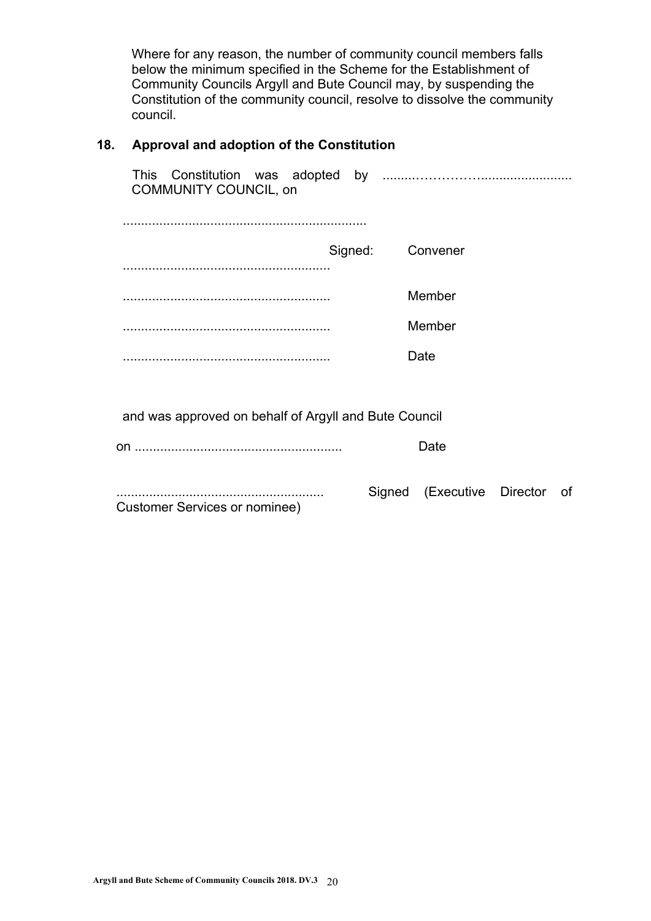Where for any reason, the number of community council members falls below the minimum specified in the Scheme for the Establishment of Community Councils Argyll and Bute Council may, by suspending the Constitution of the community council, resolve to dissolve the community council.

## 18. Approval and adoption of the Constitution

This Constitution was adopted by ........……………......................... COMMUNITY COUNCIL, on

...................................................................

........................................................ Signed: Convener

........................................................ Member

........................................................ Member

........................................................ Date

and was approved on behalf of Argyll and Bute Council

on ........................................................ Date

........................................................ Signed (Executive Director of Customer Services or nominee)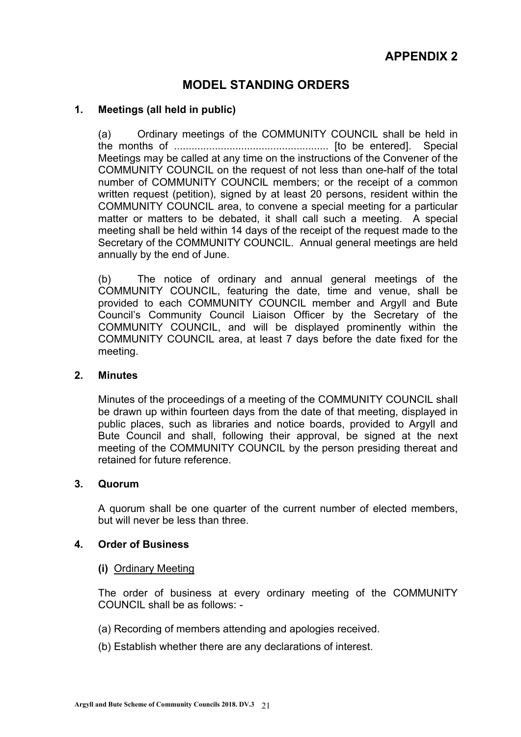# APPENDIX 2

## MODEL STANDING ORDERS

### 1. Meetings (all held in public)

(a) Ordinary meetings of the COMMUNITY COUNCIL shall be held in the months of ..................................................... [to be entered]. Special Meetings may be called at any time on the instructions of the Convener of the COMMUNITY COUNCIL on the request of not less than one-half of the total number of COMMUNITY COUNCIL members; or the receipt of a common written request (petition), signed by at least 20 persons, resident within the COMMUNITY COUNCIL area, to convene a special meeting for a particular matter or matters to be debated, it shall call such a meeting. A special meeting shall be held within 14 days of the receipt of the request made to the Secretary of the COMMUNITY COUNCIL. Annual general meetings are held annually by the end of June.

(b) The notice of ordinary and annual general meetings of the COMMUNITY COUNCIL, featuring the date, time and venue, shall be provided to each COMMUNITY COUNCIL member and Argyll and Bute Council's Community Council Liaison Officer by the Secretary of the COMMUNITY COUNCIL, and will be displayed prominently within the COMMUNITY COUNCIL area, at least 7 days before the date fixed for the meeting.

### 2. Minutes

Minutes of the proceedings of a meeting of the COMMUNITY COUNCIL shall be drawn up within fourteen days from the date of that meeting, displayed in public places, such as libraries and notice boards, provided to Argyll and Bute Council and shall, following their approval, be signed at the next meeting of the COMMUNITY COUNCIL by the person presiding thereat and retained for future reference.

### 3. Quorum

A quorum shall be one quarter of the current number of elected members, but will never be less than three.

### 4. Order of Business

**(i)** Ordinary Meeting

The order of business at every ordinary meeting of the COMMUNITY COUNCIL shall be as follows: -

(a) Recording of members attending and apologies received.

(b) Establish whether there are any declarations of interest.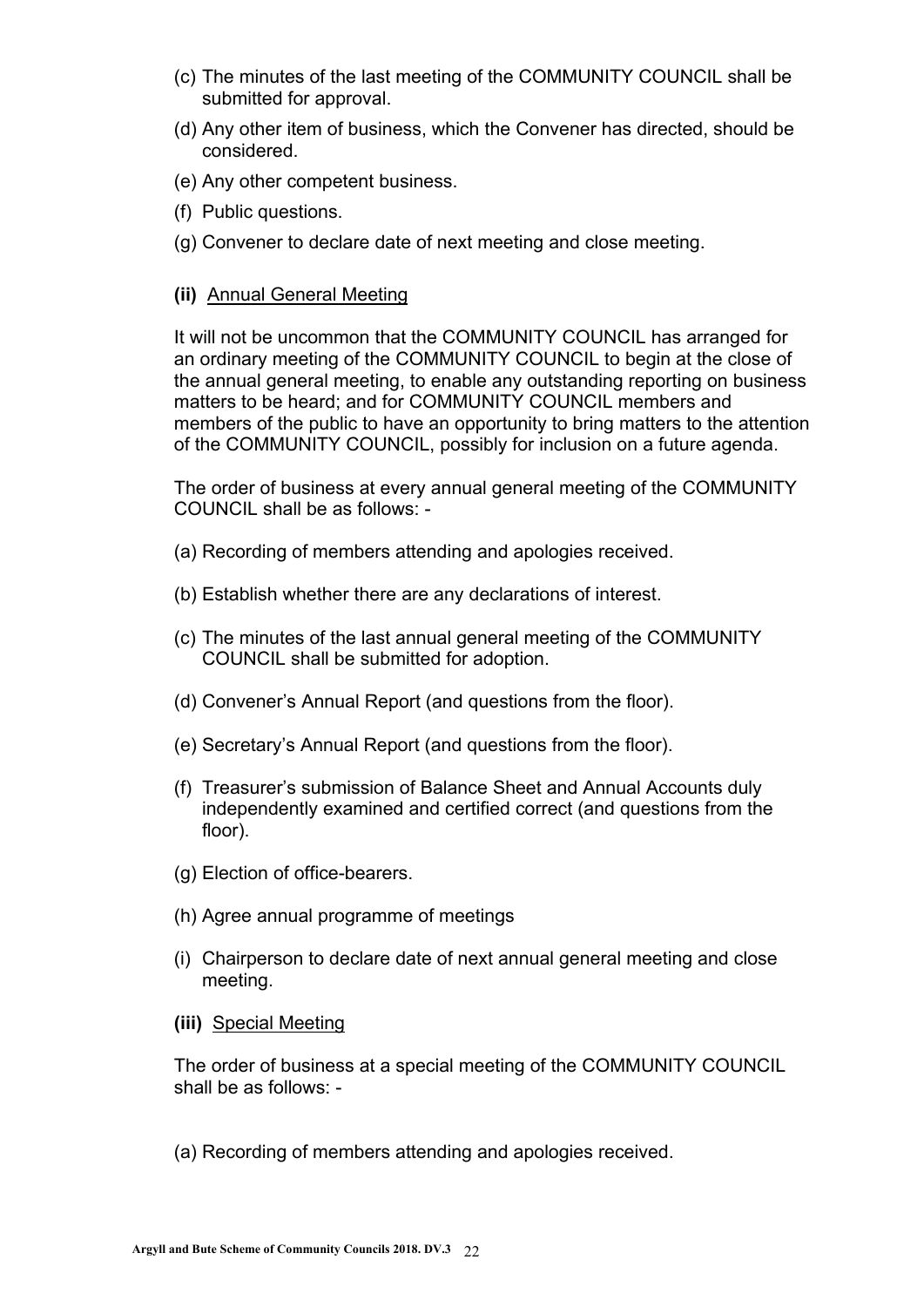(c) The minutes of the last meeting of the COMMUNITY COUNCIL shall be submitted for approval.

(d) Any other item of business, which the Convener has directed, should be considered.

(e) Any other competent business.

(f) Public questions.

(g) Convener to declare date of next meeting and close meeting.

**(ii)** Annual General Meeting

It will not be uncommon that the COMMUNITY COUNCIL has arranged for an ordinary meeting of the COMMUNITY COUNCIL to begin at the close of the annual general meeting, to enable any outstanding reporting on business matters to be heard; and for COMMUNITY COUNCIL members and members of the public to have an opportunity to bring matters to the attention of the COMMUNITY COUNCIL, possibly for inclusion on a future agenda.

The order of business at every annual general meeting of the COMMUNITY COUNCIL shall be as follows: -

(a) Recording of members attending and apologies received.

(b) Establish whether there are any declarations of interest.

(c) The minutes of the last annual general meeting of the COMMUNITY COUNCIL shall be submitted for adoption.

(d) Convener's Annual Report (and questions from the floor).

(e) Secretary's Annual Report (and questions from the floor).

(f) Treasurer's submission of Balance Sheet and Annual Accounts duly independently examined and certified correct (and questions from the floor).

(g) Election of office-bearers.

(h) Agree annual programme of meetings

(i) Chairperson to declare date of next annual general meeting and close meeting.

**(iii)** Special Meeting

The order of business at a special meeting of the COMMUNITY COUNCIL shall be as follows: -

(a) Recording of members attending and apologies received.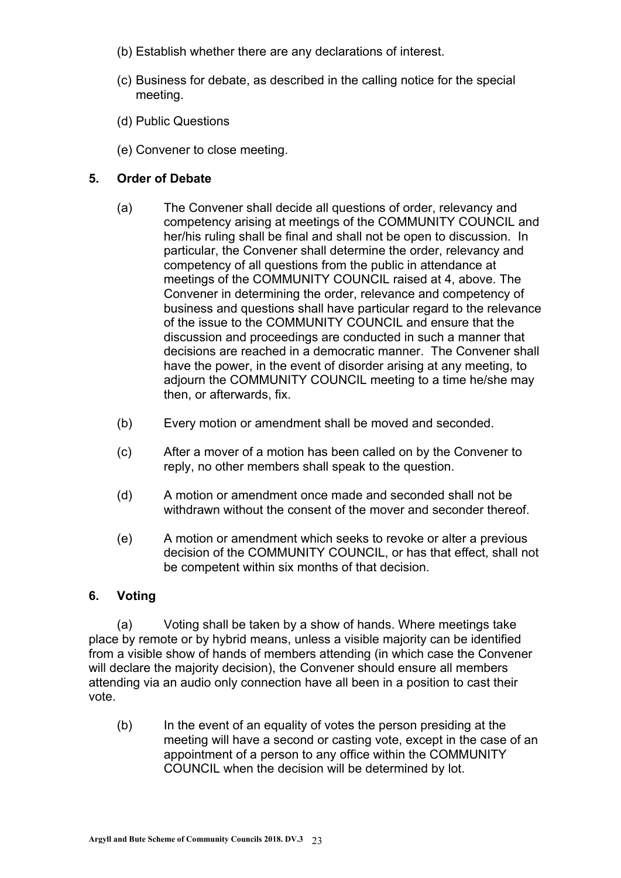(b) Establish whether there are any declarations of interest.

(c) Business for debate, as described in the calling notice for the special meeting.

(d) Public Questions

(e) Convener to close meeting.

## 5. Order of Debate

(a) The Convener shall decide all questions of order, relevancy and competency arising at meetings of the COMMUNITY COUNCIL and her/his ruling shall be final and shall not be open to discussion. In particular, the Convener shall determine the order, relevancy and competency of all questions from the public in attendance at meetings of the COMMUNITY COUNCIL raised at 4, above. The Convener in determining the order, relevance and competency of business and questions shall have particular regard to the relevance of the issue to the COMMUNITY COUNCIL and ensure that the discussion and proceedings are conducted in such a manner that decisions are reached in a democratic manner. The Convener shall have the power, in the event of disorder arising at any meeting, to adjourn the COMMUNITY COUNCIL meeting to a time he/she may then, or afterwards, fix.

(b) Every motion or amendment shall be moved and seconded.

(c) After a mover of a motion has been called on by the Convener to reply, no other members shall speak to the question.

(d) A motion or amendment once made and seconded shall not be withdrawn without the consent of the mover and seconder thereof.

(e) A motion or amendment which seeks to revoke or alter a previous decision of the COMMUNITY COUNCIL, or has that effect, shall not be competent within six months of that decision.

## 6. Voting

(a) Voting shall be taken by a show of hands. Where meetings take place by remote or by hybrid means, unless a visible majority can be identified from a visible show of hands of members attending (in which case the Convener will declare the majority decision), the Convener should ensure all members attending via an audio only connection have all been in a position to cast their vote.

(b) In the event of an equality of votes the person presiding at the meeting will have a second or casting vote, except in the case of an appointment of a person to any office within the COMMUNITY COUNCIL when the decision will be determined by lot.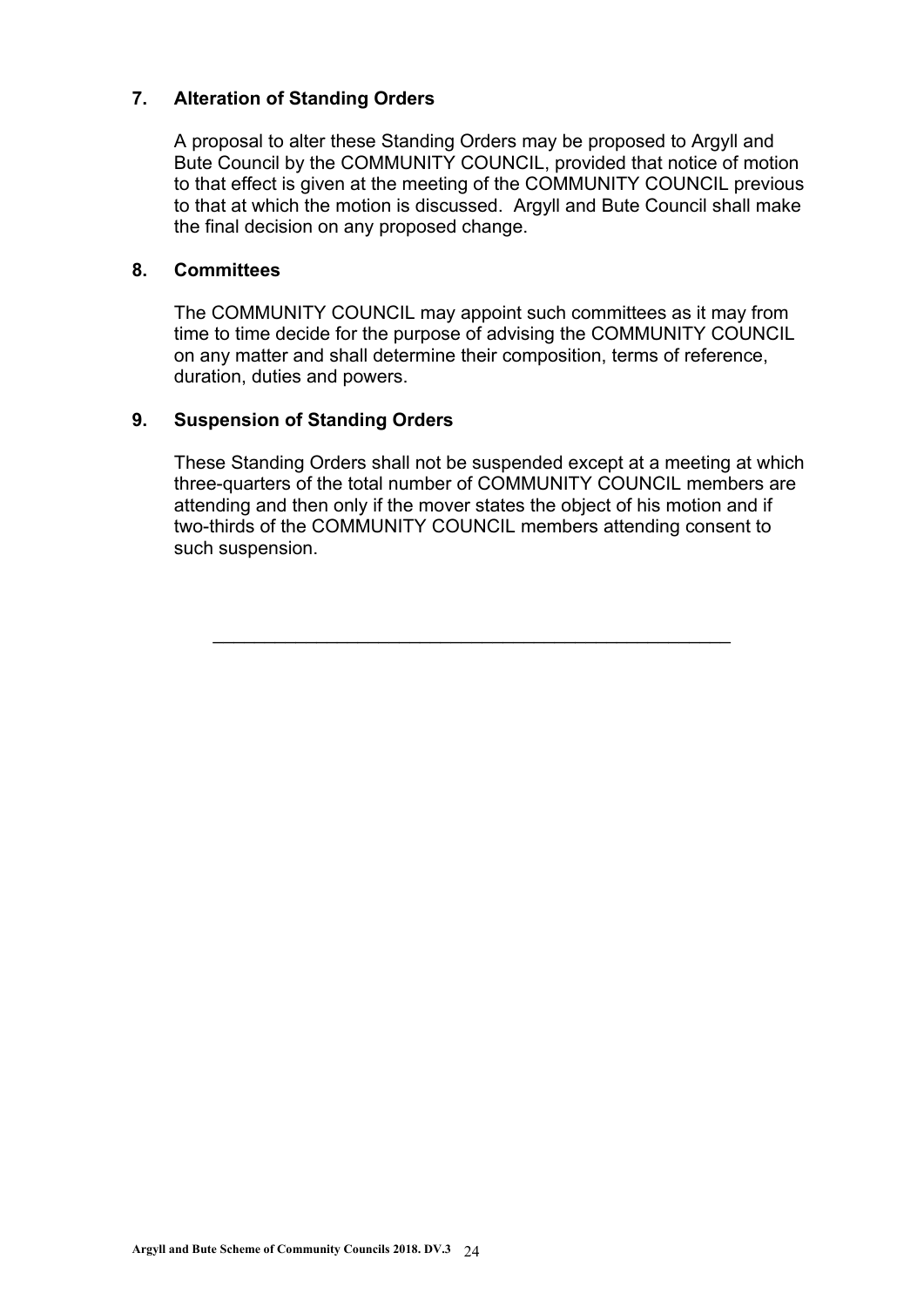## 7. Alteration of Standing Orders

A proposal to alter these Standing Orders may be proposed to Argyll and Bute Council by the COMMUNITY COUNCIL, provided that notice of motion to that effect is given at the meeting of the COMMUNITY COUNCIL previous to that at which the motion is discussed. Argyll and Bute Council shall make the final decision on any proposed change.

## 8. Committees

The COMMUNITY COUNCIL may appoint such committees as it may from time to time decide for the purpose of advising the COMMUNITY COUNCIL on any matter and shall determine their composition, terms of reference, duration, duties and powers.

## 9. Suspension of Standing Orders

These Standing Orders shall not be suspended except at a meeting at which three-quarters of the total number of COMMUNITY COUNCIL members are attending and then only if the mover states the object of his motion and if two-thirds of the COMMUNITY COUNCIL members attending consent to such suspension.

---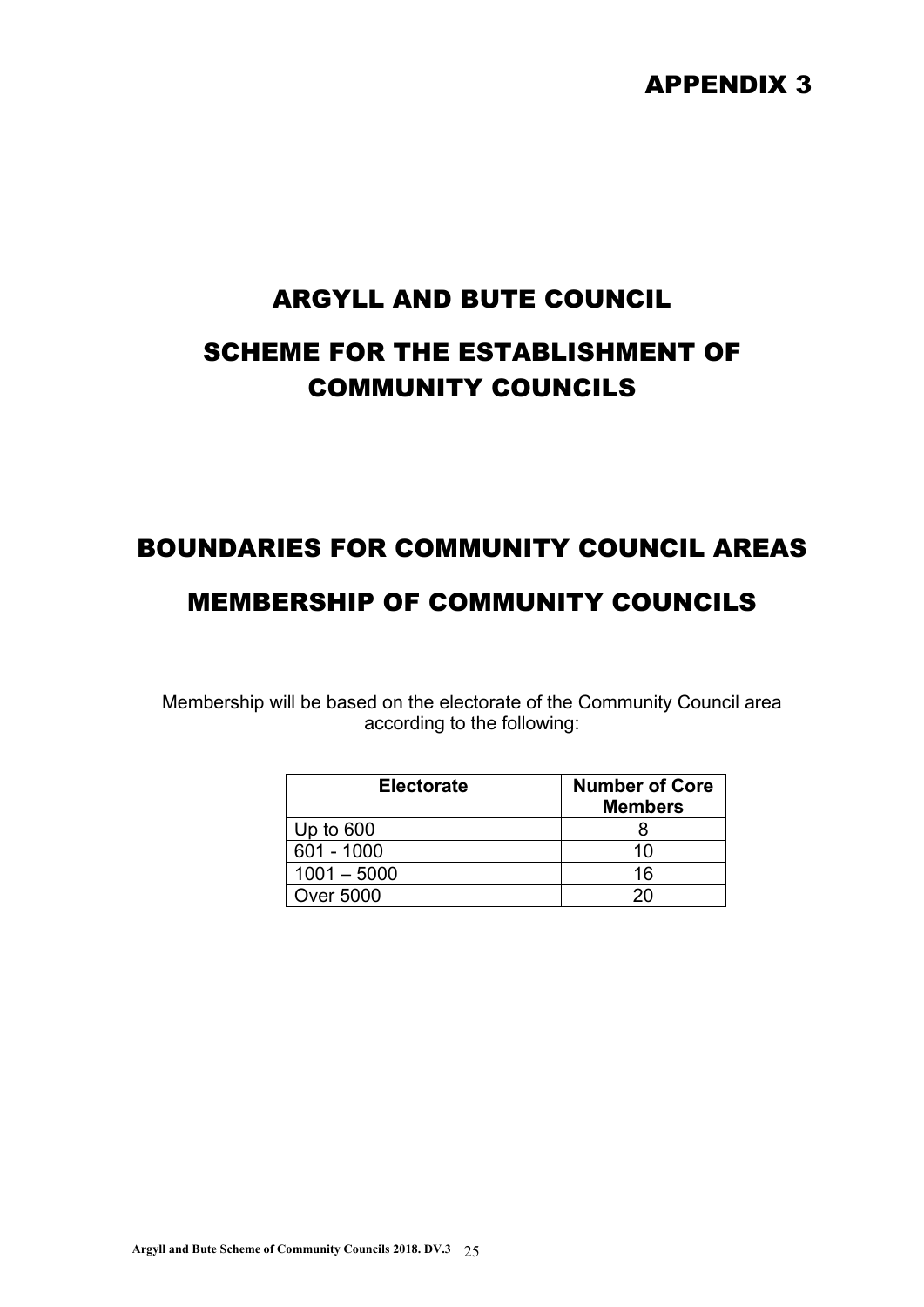# APPENDIX 3

# ARGYLL AND BUTE COUNCIL

# SCHEME FOR THE ESTABLISHMENT OF COMMUNITY COUNCILS

## BOUNDARIES FOR COMMUNITY COUNCIL AREAS

## MEMBERSHIP OF COMMUNITY COUNCILS

Membership will be based on the electorate of the Community Council area according to the following:

| Electorate | Number of Core Members |
| --- | --- |
| Up to 600 | 8 |
| 601 - 1000 | 10 |
| 1001 – 5000 | 16 |
| Over 5000 | 20 |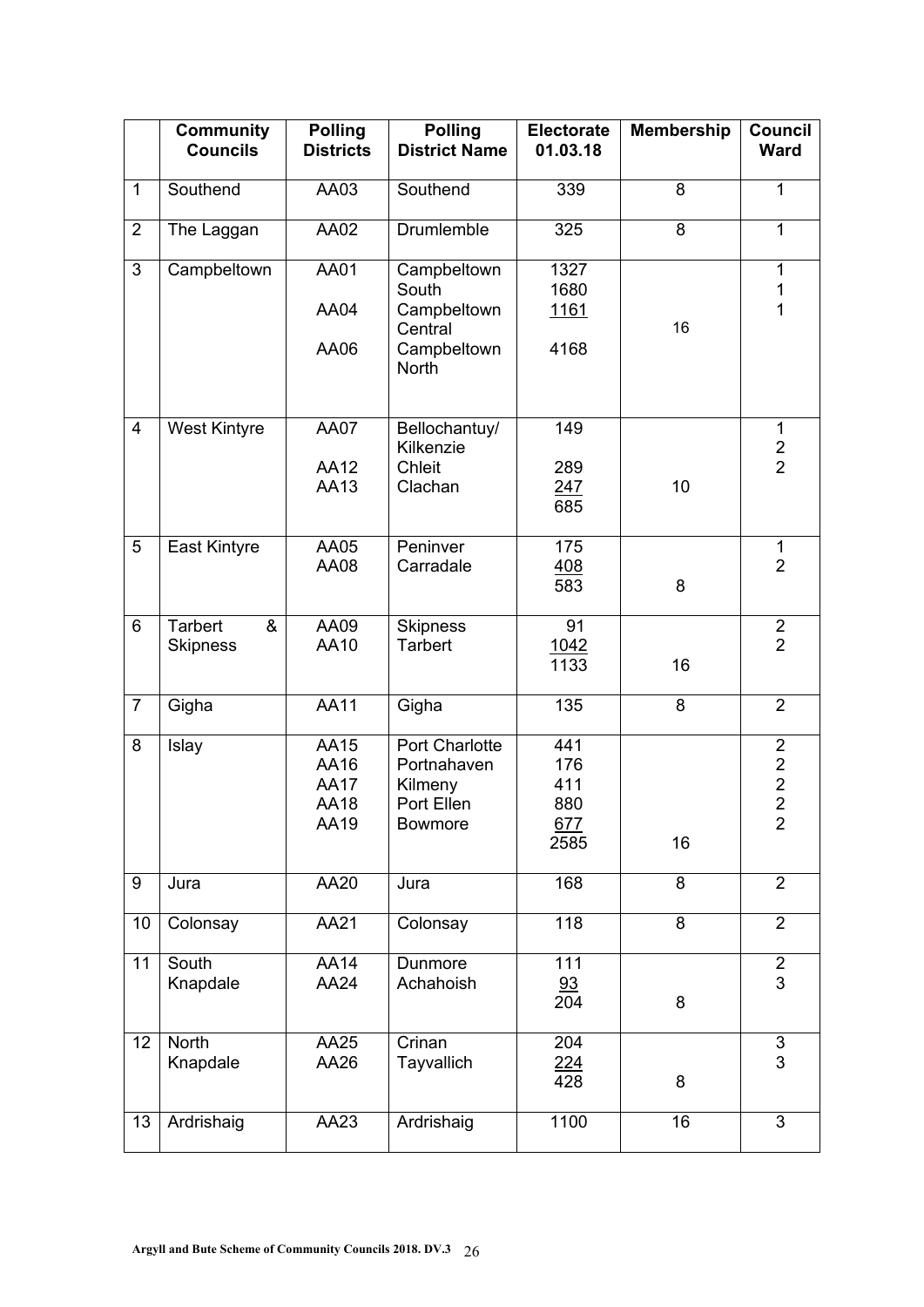| | Community Councils | Polling Districts | Polling District Name | Electorate 01.03.18 | Membership | Council Ward |
|---|---|---|---|---|---|---|
| 1 | Southend | AA03 | Southend | 339 | 8 | 1 |
| 2 | The Laggan | AA02 | Drumlemble | 325 | 8 | 1 |
| 3 | Campbeltown | AA01<br>AA04<br>AA06 | Campbeltown South<br>Campbeltown Central<br>Campbeltown North | 1327<br>1680<br>1161<br>4168 | 16 | 1<br>1<br>1 |
| 4 | West Kintyre | AA07<br>AA12<br>AA13 | Bellochantuy/ Kilkenzie<br>Chleit<br>Clachan | 149<br>289<br>247<br>685 | 10 | 1<br>2<br>2 |
| 5 | East Kintyre | AA05<br>AA08 | Peninver<br>Carradale | 175<br>408<br>583 | 8 | 1<br>2 |
| 6 | Tarbert & Skipness | AA09<br>AA10 | Skipness<br>Tarbert | 91<br>1042<br>1133 | 16 | 2<br>2 |
| 7 | Gigha | AA11 | Gigha | 135 | 8 | 2 |
| 8 | Islay | AA15<br>AA16<br>AA17<br>AA18<br>AA19 | Port Charlotte<br>Portnahaven<br>Kilmeny<br>Port Ellen<br>Bowmore | 441<br>176<br>411<br>880<br>677<br>2585 | 16 | 2<br>2<br>2<br>2<br>2 |
| 9 | Jura | AA20 | Jura | 168 | 8 | 2 |
| 10 | Colonsay | AA21 | Colonsay | 118 | 8 | 2 |
| 11 | South Knapdale | AA14<br>AA24 | Dunmore<br>Achahoish | 111<br>93<br>204 | 8 | 2<br>3 |
| 12 | North Knapdale | AA25<br>AA26 | Crinan<br>Tayvallich | 204<br>224<br>428 | 8 | 3<br>3 |
| 13 | Ardrishaig | AA23 | Ardrishaig | 1100 | 16 | 3 |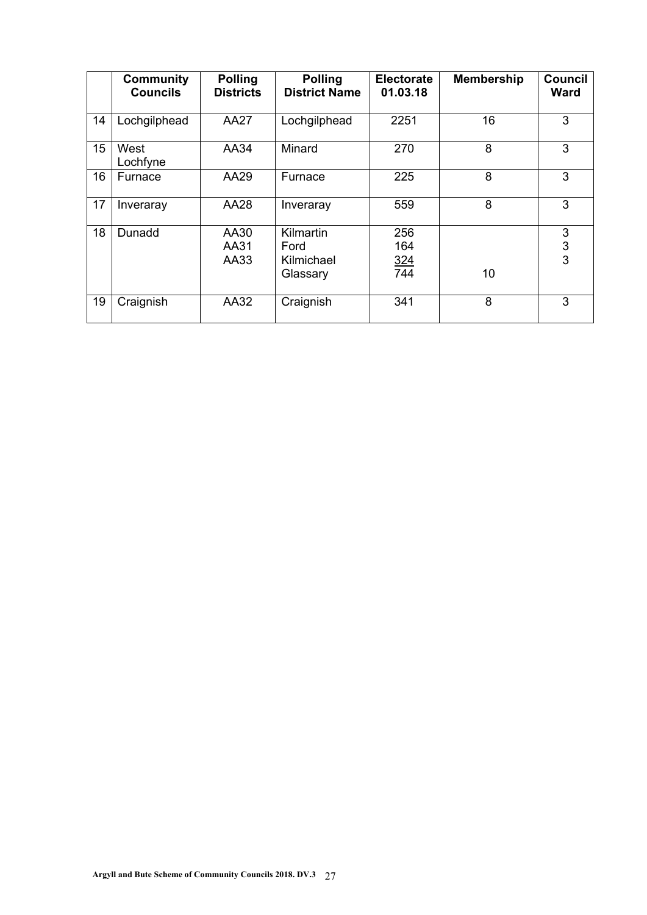| | Community Councils | Polling Districts | Polling District Name | Electorate 01.03.18 | Membership | Council Ward |
|---|---|---|---|---|---|---|
| 14 | Lochgilphead | AA27 | Lochgilphead | 2251 | 16 | 3 |
| 15 | West Lochfyne | AA34 | Minard | 270 | 8 | 3 |
| 16 | Furnace | AA29 | Furnace | 225 | 8 | 3 |
| 17 | Inveraray | AA28 | Inveraray | 559 | 8 | 3 |
| 18 | Dunadd | AA30<br>AA31<br>AA33 | Kilmartin<br>Ford<br>Kilmichael Glassary | 256<br>164<br>324<br>744 | 10 | 3<br>3<br>3 |
| 19 | Craignish | AA32 | Craignish | 341 | 8 | 3 |

Argyll and Bute Scheme of Community Councils 2018. DV.3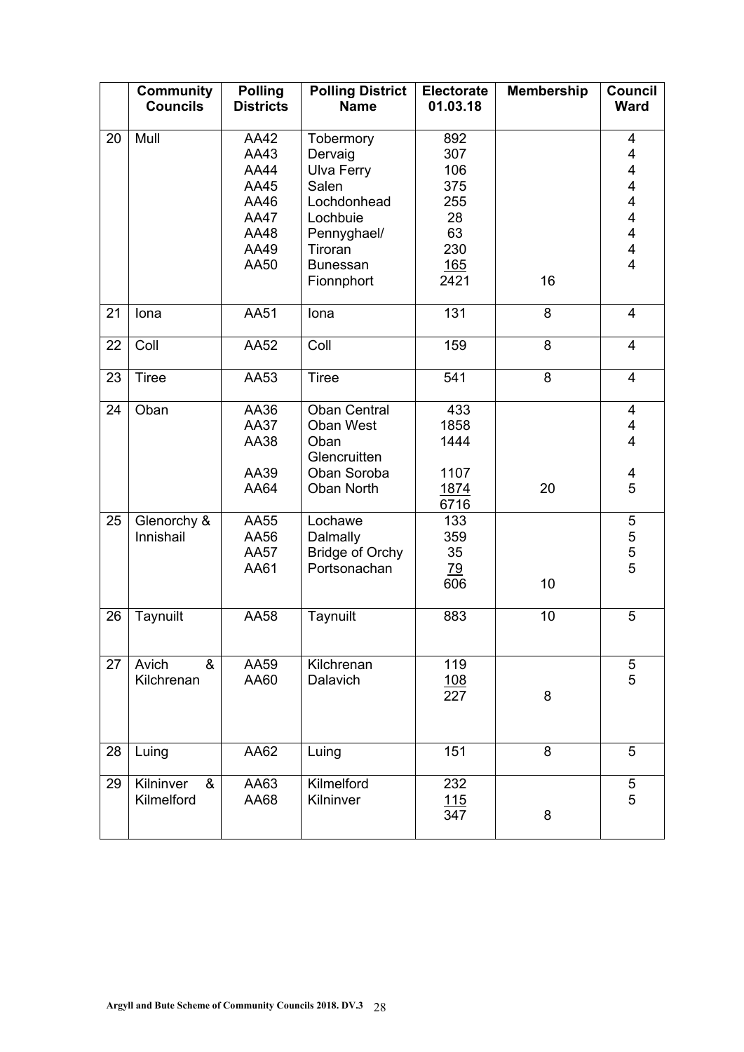| | Community Councils | Polling Districts | Polling District Name | Electorate 01.03.18 | Membership | Council Ward |
|---|---|---|---|---|---|---|
| 20 | Mull | AA42 | Tobermory | 892 | | 4 |
| | | AA43 | Dervaig | 307 | | 4 |
| | | AA44 | Ulva Ferry | 106 | | 4 |
| | | AA45 | Salen | 375 | | 4 |
| | | AA46 | Lochdonhead | 255 | | 4 |
| | | AA47 | Lochbuie | 28 | | 4 |
| | | AA48 | Pennyghael/ | 63 | | 4 |
| | | AA49 | Tiroran | 230 | | 4 |
| | | AA50 | Bunessan | 165 | | 4 |
| | | | Fionnphort | 2421 | 16 | |
| 21 | Iona | AA51 | Iona | 131 | 8 | 4 |
| 22 | Coll | AA52 | Coll | 159 | 8 | 4 |
| 23 | Tiree | AA53 | Tiree | 541 | 8 | 4 |
| 24 | Oban | AA36 | Oban Central | 433 | | 4 |
| | | AA37 | Oban West | 1858 | | 4 |
| | | AA38 | Oban Glencruitten | 1444 | | 4 |
| | | AA39 | Oban Soroba | 1107 | | 4 |
| | | AA64 | Oban North | 1874 | 20 | 5 |
| | | | | 6716 | | |
| 25 | Glenorchy & Innishail | AA55 | Lochawe | 133 | | 5 |
| | | AA56 | Dalmally | 359 | | 5 |
| | | AA57 | Bridge of Orchy | 35 | | 5 |
| | | AA61 | Portsonachan | 79 | | 5 |
| | | | | 606 | 10 | |
| 26 | Taynuilt | AA58 | Taynuilt | 883 | 10 | 5 |
| 27 | Avich & Kilchrenan | AA59 | Kilchrenan | 119 | | 5 |
| | | AA60 | Dalavich | 108 | | 5 |
| | | | | 227 | 8 | |
| 28 | Luing | AA62 | Luing | 151 | 8 | 5 |
| 29 | Kilninver & Kilmelford | AA63 | Kilmelford | 232 | | 5 |
| | | AA68 | Kilninver | 115 | | 5 |
| | | | | 347 | 8 | |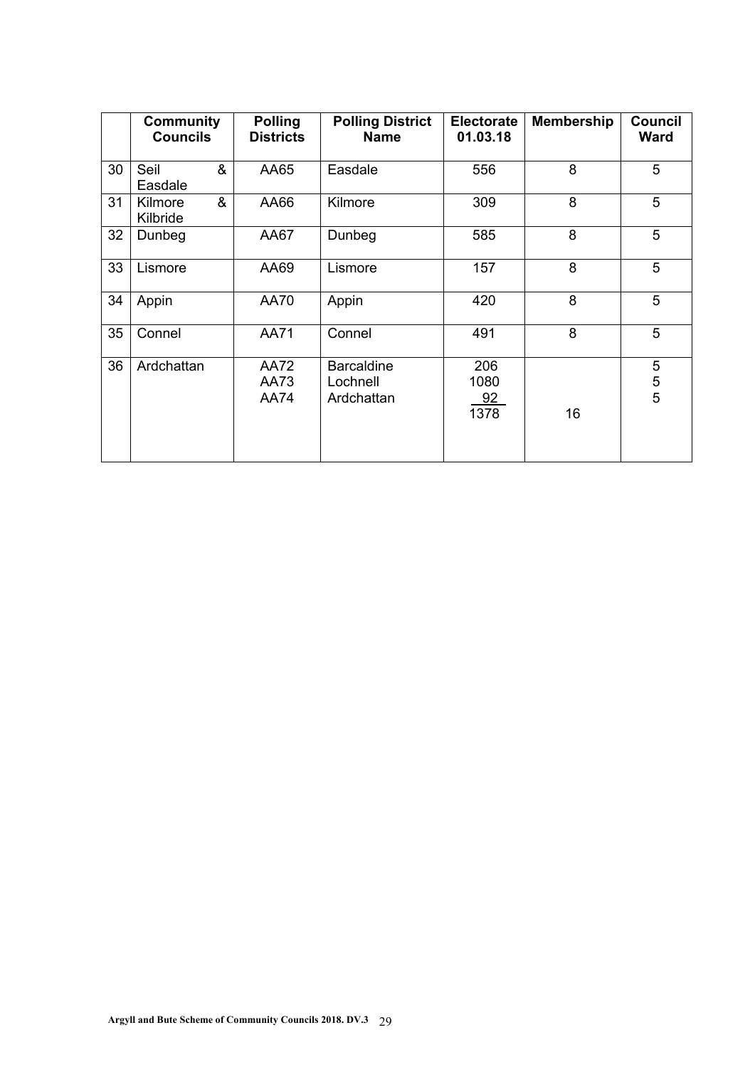|  | Community Councils | Polling Districts | Polling District Name | Electorate 01.03.18 | Membership | Council Ward |
|---|---|---|---|---|---|---|
| 30 | Seil & Easdale | AA65 | Easdale | 556 | 8 | 5 |
| 31 | Kilmore & Kilbride | AA66 | Kilmore | 309 | 8 | 5 |
| 32 | Dunbeg | AA67 | Dunbeg | 585 | 8 | 5 |
| 33 | Lismore | AA69 | Lismore | 157 | 8 | 5 |
| 34 | Appin | AA70 | Appin | 420 | 8 | 5 |
| 35 | Connel | AA71 | Connel | 491 | 8 | 5 |
| 36 | Ardchattan | AA72<br>AA73<br>AA74 | Barcaldine<br>Lochnell<br>Ardchattan | 206<br>1080<br>92<br>1378 | 16 | 5<br>5<br>5 |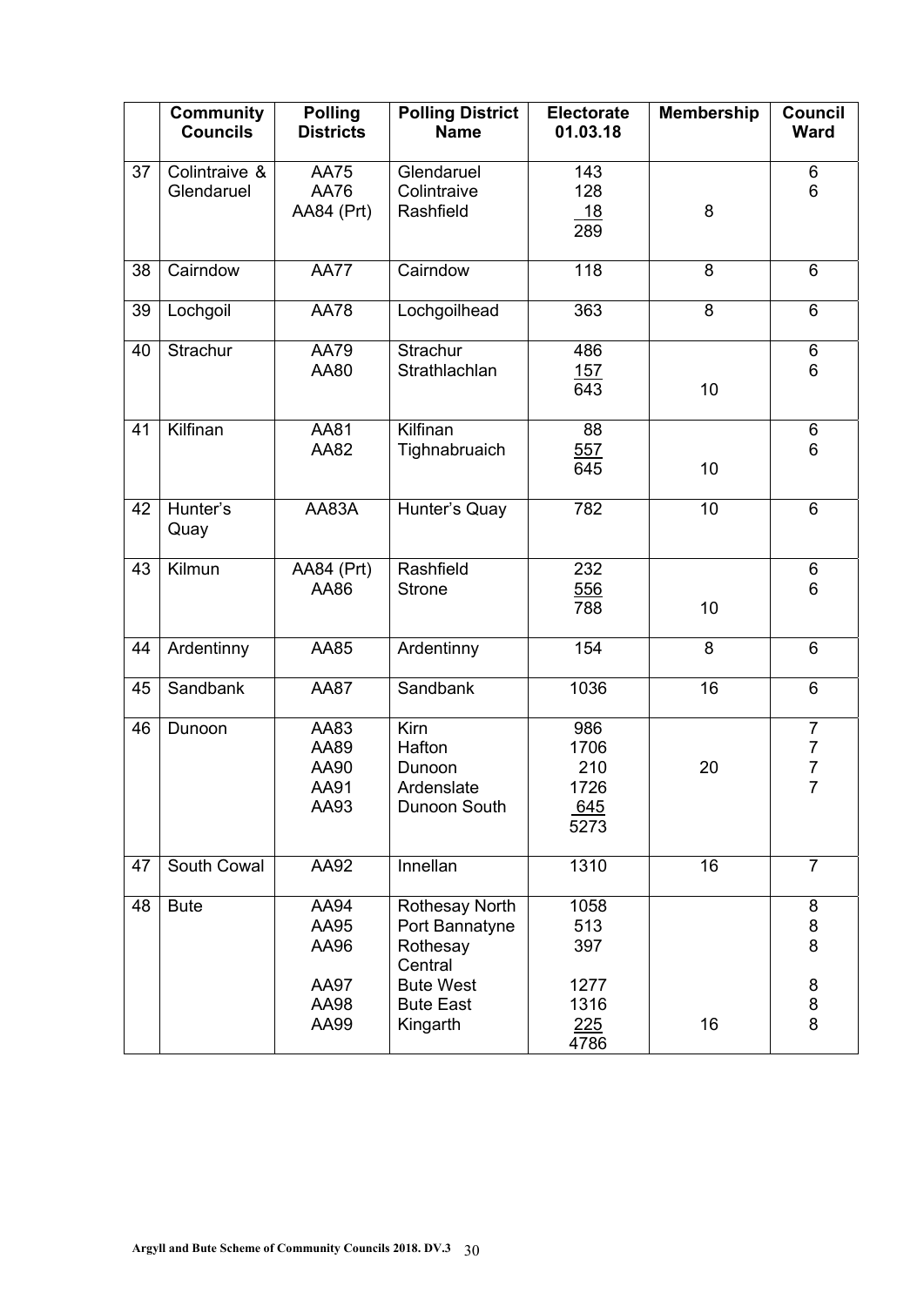|  | Community Councils | Polling Districts | Polling District Name | Electorate 01.03.18 | Membership | Council Ward |
|---|---|---|---|---|---|---|
| 37 | Colintraive & Glendaruel | AA75<br>AA76<br>AA84 (Prt) | Glendaruel<br>Colintraive<br>Rashfield | 143<br>128<br>18<br>289 | 8 | 6<br>6 |
| 38 | Cairndow | AA77 | Cairndow | 118 | 8 | 6 |
| 39 | Lochgoil | AA78 | Lochgoilhead | 363 | 8 | 6 |
| 40 | Strachur | AA79<br>AA80 | Strachur<br>Strathlachlan | 486<br>157<br>643 | 10 | 6<br>6 |
| 41 | Kilfinan | AA81<br>AA82 | Kilfinan<br>Tighnabruaich | 88<br>557<br>645 | 10 | 6<br>6 |
| 42 | Hunter's Quay | AA83A | Hunter's Quay | 782 | 10 | 6 |
| 43 | Kilmun | AA84 (Prt)<br>AA86 | Rashfield<br>Strone | 232<br>556<br>788 | 10 | 6<br>6 |
| 44 | Ardentinny | AA85 | Ardentinny | 154 | 8 | 6 |
| 45 | Sandbank | AA87 | Sandbank | 1036 | 16 | 6 |
| 46 | Dunoon | AA83<br>AA89<br>AA90<br>AA91<br>AA93 | Kirn<br>Hafton<br>Dunoon<br>Ardenslate<br>Dunoon South | 986<br>1706<br>210<br>1726<br>645<br>5273 | 20 | 7<br>7<br>7<br>7 |
| 47 | South Cowal | AA92 | Innellan | 1310 | 16 | 7 |
| 48 | Bute | AA94<br>AA95<br>AA96<br>AA97<br>AA98<br>AA99 | Rothesay North<br>Port Bannatyne<br>Rothesay Central<br>Bute West<br>Bute East<br>Kingarth | 1058<br>513<br>397<br>1277<br>1316<br>225<br>4786 | 16 | 8<br>8<br>8<br>8<br>8<br>8 |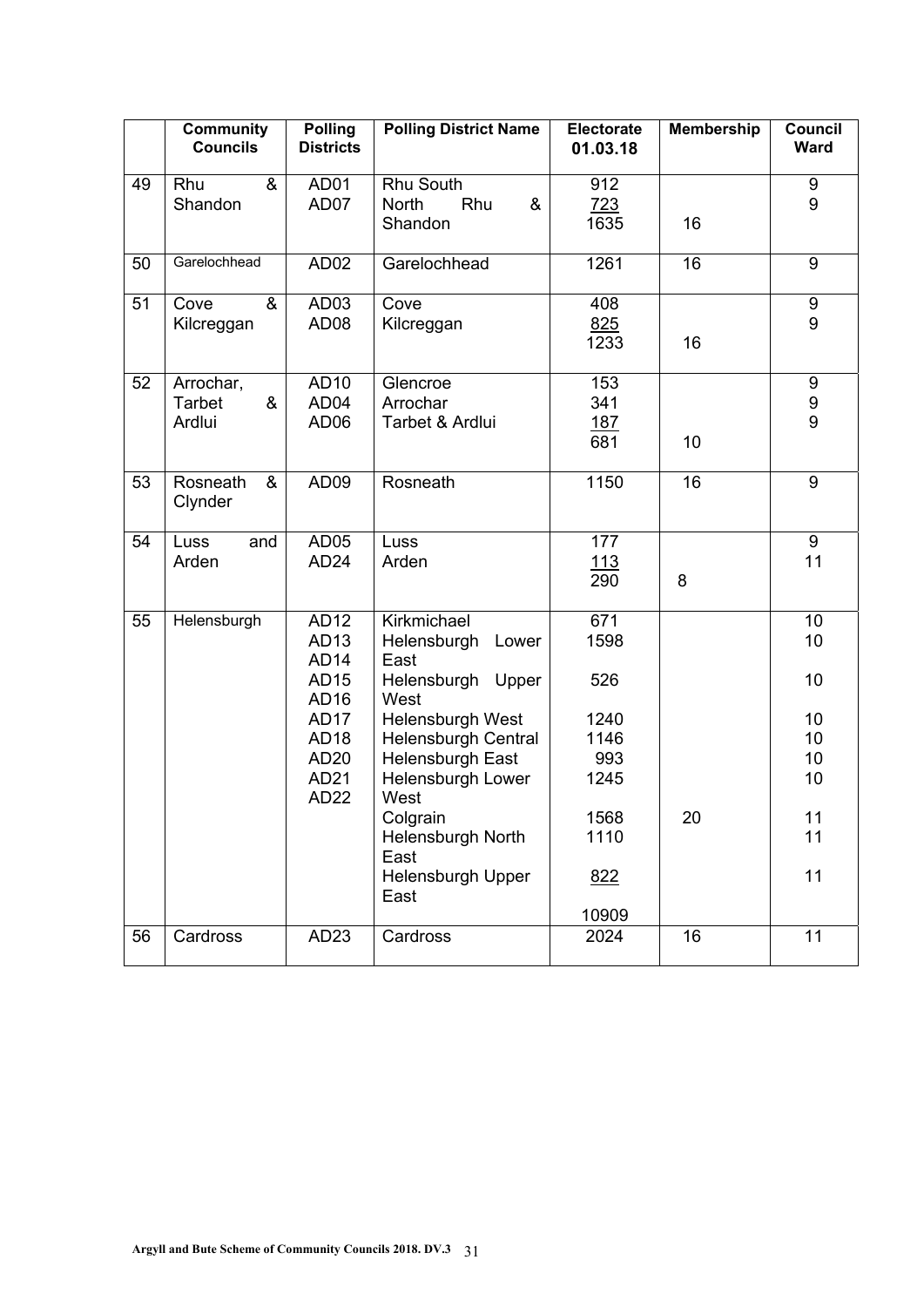| | Community Councils | Polling Districts | Polling District Name | Electorate 01.03.18 | Membership | Council Ward |
|---|---|---|---|---|---|---|
| 49 | Rhu & Shandon | AD01<br>AD07 | Rhu South<br>North Rhu & Shandon | 912<br>723<br>1635 | 16 | 9<br>9 |
| 50 | Garelochhead | AD02 | Garelochhead | 1261 | 16 | 9 |
| 51 | Cove & Kilcreggan | AD03<br>AD08 | Cove<br>Kilcreggan | 408<br>825<br>1233 | 16 | 9<br>9 |
| 52 | Arrochar, Tarbet & Ardlui | AD10<br>AD04<br>AD06 | Glencroe<br>Arrochar<br>Tarbet & Ardlui | 153<br>341<br>187<br>681 | 10 | 9<br>9<br>9 |
| 53 | Rosneath & Clynder | AD09 | Rosneath | 1150 | 16 | 9 |
| 54 | Luss and Arden | AD05<br>AD24 | Luss<br>Arden | 177<br>113<br>290 | 8 | 9<br>11 |
| 55 | Helensburgh | AD12<br>AD13<br>AD14<br>AD15<br>AD16<br>AD17<br>AD18<br>AD20<br>AD21<br>AD22 | Kirkmichael<br>Helensburgh Lower East<br>Helensburgh Upper West<br>Helensburgh West<br>Helensburgh Central<br>Helensburgh East<br>Helensburgh Lower West<br>Colgrain<br>Helensburgh North East<br>Helensburgh Upper East | 671<br>1598<br>526<br>1240<br>1146<br>993<br>1245<br>1568<br>1110<br>822<br>10909 | 20 | 10<br>10<br>10<br>10<br>10<br>10<br>10<br>11<br>11<br>11 |
| 56 | Cardross | AD23 | Cardross | 2024 | 16 | 11 |